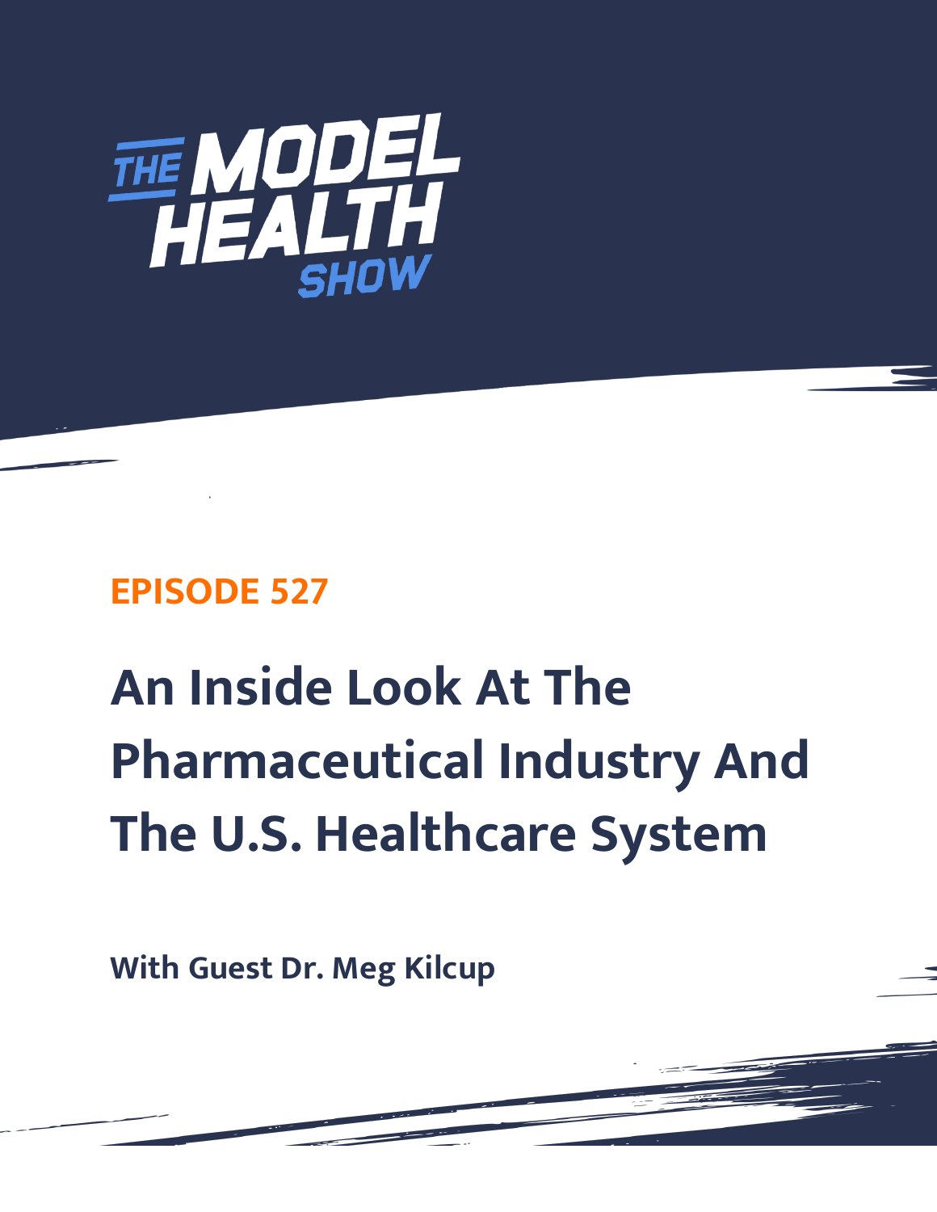THE MODEL HEALTH SHOW

EPISODE 527

# An Inside Look At The Pharmaceutical Industry And The U.S. Healthcare System

**With Guest Dr. Meg Kilcup**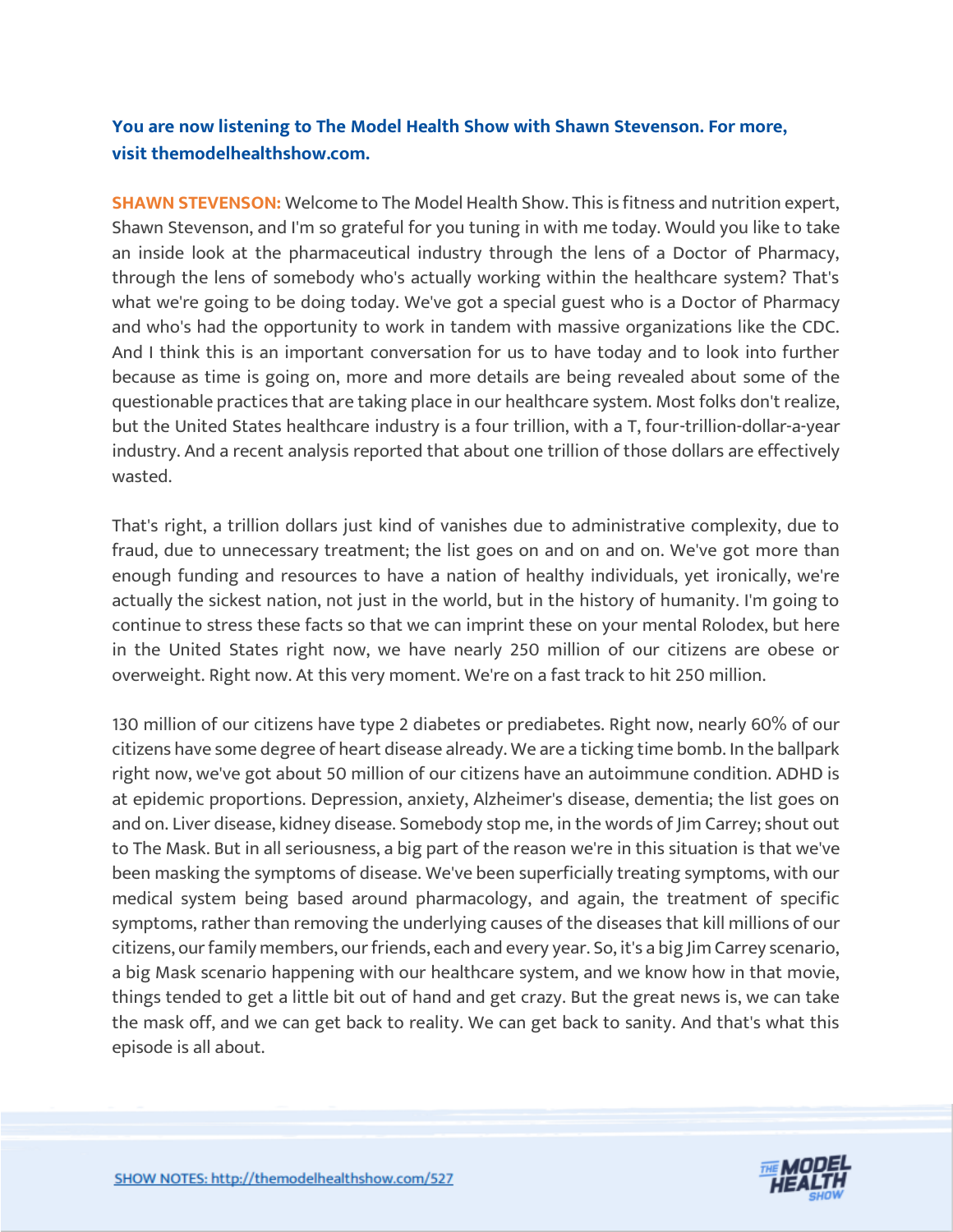**You are now listening to The Model Health Show with Shawn Stevenson. For more, visit themodelhealthshow.com.**

**SHAWN STEVENSON:** Welcome to The Model Health Show. This is fitness and nutrition expert, Shawn Stevenson, and I'm so grateful for you tuning in with me today. Would you like to take an inside look at the pharmaceutical industry through the lens of a Doctor of Pharmacy, through the lens of somebody who's actually working within the healthcare system? That's what we're going to be doing today. We've got a special guest who is a Doctor of Pharmacy and who's had the opportunity to work in tandem with massive organizations like the CDC. And I think this is an important conversation for us to have today and to look into further because as time is going on, more and more details are being revealed about some of the questionable practices that are taking place in our healthcare system. Most folks don't realize, but the United States healthcare industry is a four trillion, with a T, four-trillion-dollar-a-year industry. And a recent analysis reported that about one trillion of those dollars are effectively wasted.

That's right, a trillion dollars just kind of vanishes due to administrative complexity, due to fraud, due to unnecessary treatment; the list goes on and on and on. We've got more than enough funding and resources to have a nation of healthy individuals, yet ironically, we're actually the sickest nation, not just in the world, but in the history of humanity. I'm going to continue to stress these facts so that we can imprint these on your mental Rolodex, but here in the United States right now, we have nearly 250 million of our citizens are obese or overweight. Right now. At this very moment. We're on a fast track to hit 250 million.

130 million of our citizens have type 2 diabetes or prediabetes. Right now, nearly 60% of our citizens have some degree of heart disease already. We are a ticking time bomb. In the ballpark right now, we've got about 50 million of our citizens have an autoimmune condition. ADHD is at epidemic proportions. Depression, anxiety, Alzheimer's disease, dementia; the list goes on and on. Liver disease, kidney disease. Somebody stop me, in the words of Jim Carrey; shout out to The Mask. But in all seriousness, a big part of the reason we're in this situation is that we've been masking the symptoms of disease. We've been superficially treating symptoms, with our medical system being based around pharmacology, and again, the treatment of specific symptoms, rather than removing the underlying causes of the diseases that kill millions of our citizens, our family members, our friends, each and every year. So, it's a big Jim Carrey scenario, a big Mask scenario happening with our healthcare system, and we know how in that movie, things tended to get a little bit out of hand and get crazy. But the great news is, we can take the mask off, and we can get back to reality. We can get back to sanity. And that's what this episode is all about.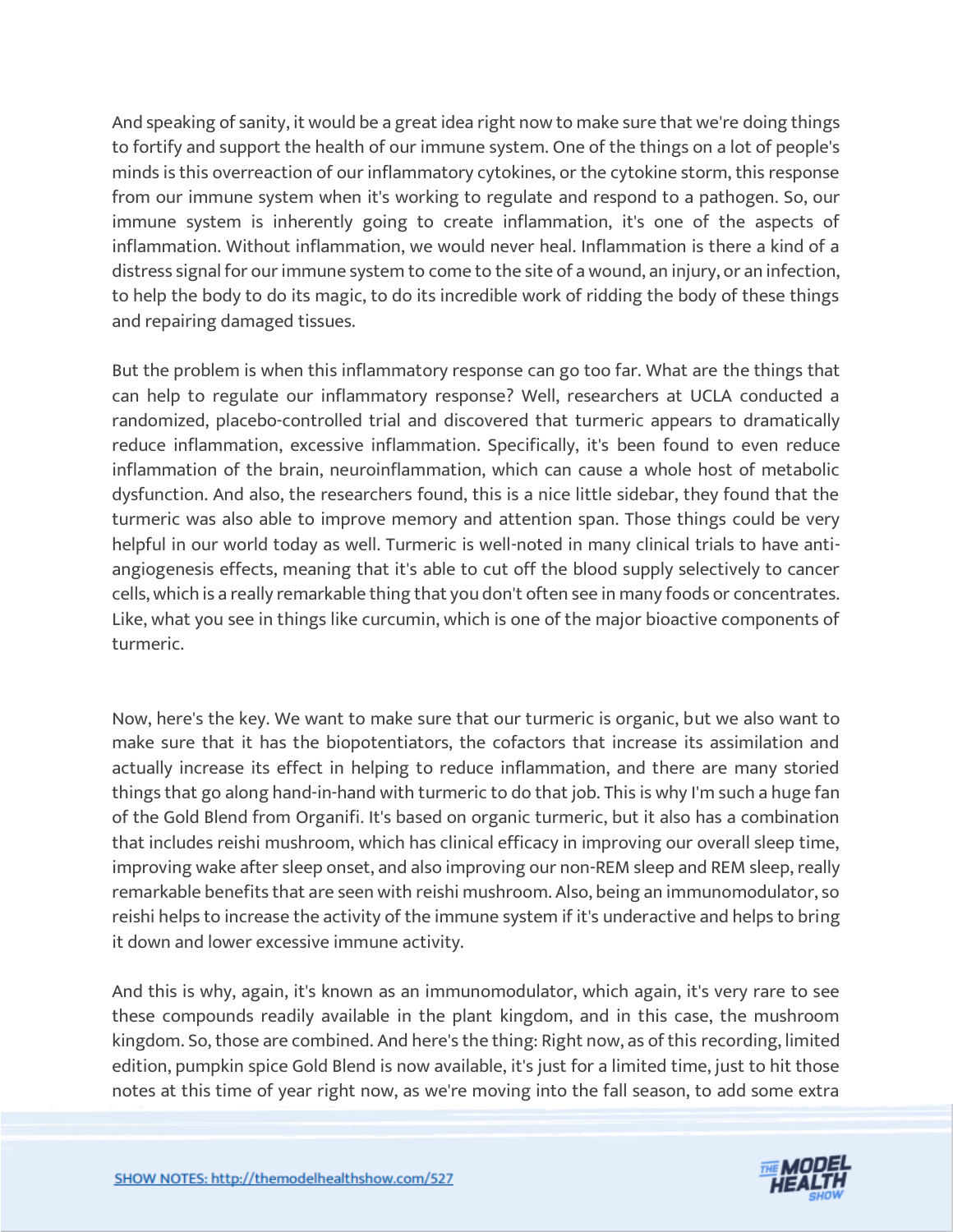And speaking of sanity, it would be a great idea right now to make sure that we're doing things to fortify and support the health of our immune system. One of the things on a lot of people's minds is this overreaction of our inflammatory cytokines, or the cytokine storm, this response from our immune system when it's working to regulate and respond to a pathogen. So, our immune system is inherently going to create inflammation, it's one of the aspects of inflammation. Without inflammation, we would never heal. Inflammation is there a kind of a distress signal for our immune system to come to the site of a wound, an injury, or an infection, to help the body to do its magic, to do its incredible work of ridding the body of these things and repairing damaged tissues.

But the problem is when this inflammatory response can go too far. What are the things that can help to regulate our inflammatory response? Well, researchers at UCLA conducted a randomized, placebo-controlled trial and discovered that turmeric appears to dramatically reduce inflammation, excessive inflammation. Specifically, it's been found to even reduce inflammation of the brain, neuroinflammation, which can cause a whole host of metabolic dysfunction. And also, the researchers found, this is a nice little sidebar, they found that the turmeric was also able to improve memory and attention span. Those things could be very helpful in our world today as well. Turmeric is well-noted in many clinical trials to have anti-angiogenesis effects, meaning that it's able to cut off the blood supply selectively to cancer cells, which is a really remarkable thing that you don't often see in many foods or concentrates. Like, what you see in things like curcumin, which is one of the major bioactive components of turmeric.

Now, here's the key. We want to make sure that our turmeric is organic, but we also want to make sure that it has the biopotentiators, the cofactors that increase its assimilation and actually increase its effect in helping to reduce inflammation, and there are many storied things that go along hand-in-hand with turmeric to do that job. This is why I'm such a huge fan of the Gold Blend from Organifi. It's based on organic turmeric, but it also has a combination that includes reishi mushroom, which has clinical efficacy in improving our overall sleep time, improving wake after sleep onset, and also improving our non-REM sleep and REM sleep, really remarkable benefits that are seen with reishi mushroom. Also, being an immunomodulator, so reishi helps to increase the activity of the immune system if it's underactive and helps to bring it down and lower excessive immune activity.

And this is why, again, it's known as an immunomodulator, which again, it's very rare to see these compounds readily available in the plant kingdom, and in this case, the mushroom kingdom. So, those are combined. And here's the thing: Right now, as of this recording, limited edition, pumpkin spice Gold Blend is now available, it's just for a limited time, just to hit those notes at this time of year right now, as we're moving into the fall season, to add some extra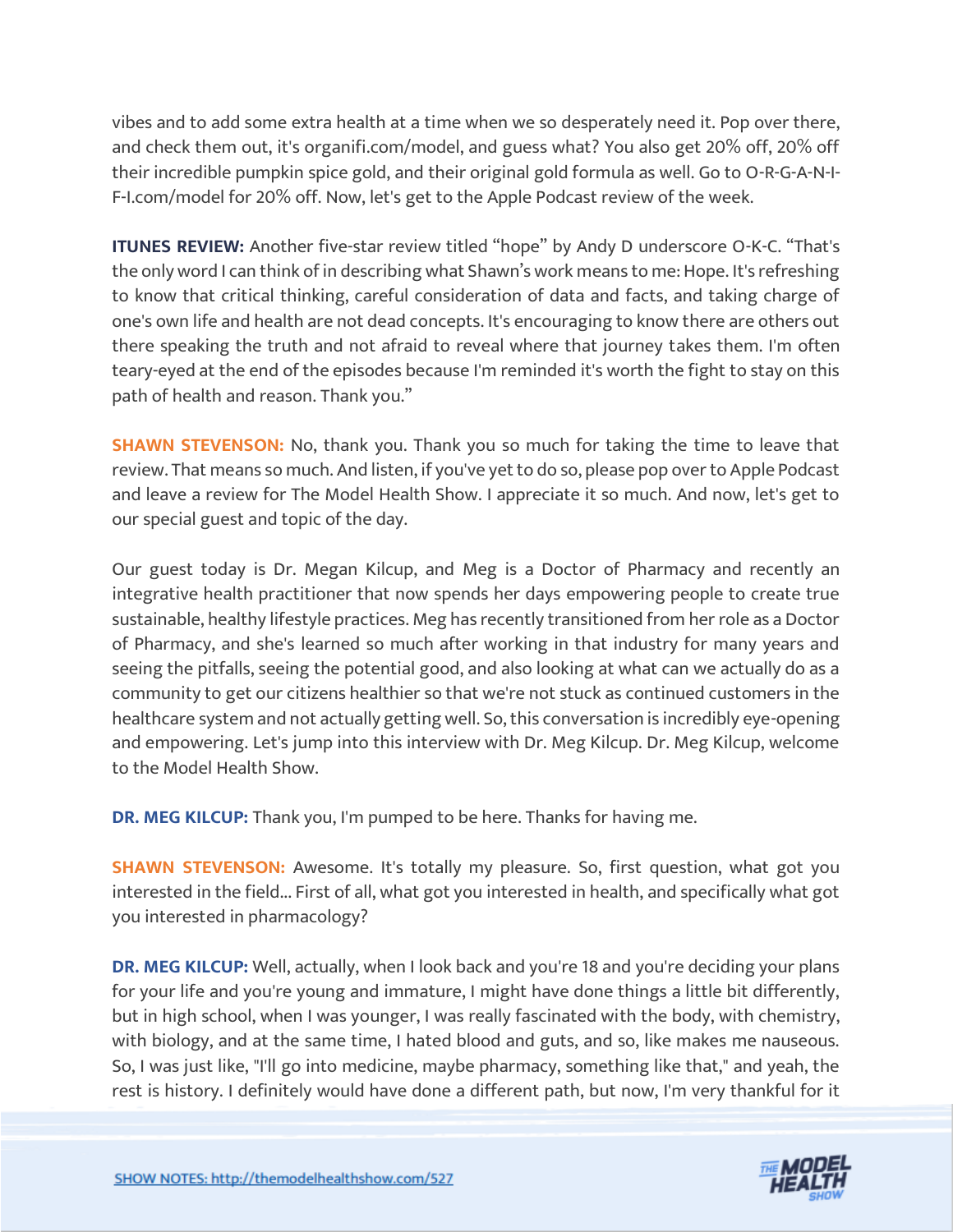vibes and to add some extra health at a time when we so desperately need it. Pop over there, and check them out, it's organifi.com/model, and guess what? You also get 20% off, 20% off their incredible pumpkin spice gold, and their original gold formula as well. Go to O-R-G-A-N-I-F-I.com/model for 20% off. Now, let's get to the Apple Podcast review of the week.

**ITUNES REVIEW:** Another five-star review titled "hope" by Andy D underscore O-K-C. "That's the only word I can think of in describing what Shawn's work means to me: Hope. It's refreshing to know that critical thinking, careful consideration of data and facts, and taking charge of one's own life and health are not dead concepts. It's encouraging to know there are others out there speaking the truth and not afraid to reveal where that journey takes them. I'm often teary-eyed at the end of the episodes because I'm reminded it's worth the fight to stay on this path of health and reason. Thank you."

**SHAWN STEVENSON:** No, thank you. Thank you so much for taking the time to leave that review. That means so much. And listen, if you've yet to do so, please pop over to Apple Podcast and leave a review for The Model Health Show. I appreciate it so much. And now, let's get to our special guest and topic of the day.

Our guest today is Dr. Megan Kilcup, and Meg is a Doctor of Pharmacy and recently an integrative health practitioner that now spends her days empowering people to create true sustainable, healthy lifestyle practices. Meg has recently transitioned from her role as a Doctor of Pharmacy, and she's learned so much after working in that industry for many years and seeing the pitfalls, seeing the potential good, and also looking at what can we actually do as a community to get our citizens healthier so that we're not stuck as continued customers in the healthcare system and not actually getting well. So, this conversation is incredibly eye-opening and empowering. Let's jump into this interview with Dr. Meg Kilcup. Dr. Meg Kilcup, welcome to the Model Health Show.

**DR. MEG KILCUP:** Thank you, I'm pumped to be here. Thanks for having me.

**SHAWN STEVENSON:** Awesome. It's totally my pleasure. So, first question, what got you interested in the field... First of all, what got you interested in health, and specifically what got you interested in pharmacology?

**DR. MEG KILCUP:** Well, actually, when I look back and you're 18 and you're deciding your plans for your life and you're young and immature, I might have done things a little bit differently, but in high school, when I was younger, I was really fascinated with the body, with chemistry, with biology, and at the same time, I hated blood and guts, and so, like makes me nauseous. So, I was just like, "I'll go into medicine, maybe pharmacy, something like that," and yeah, the rest is history. I definitely would have done a different path, but now, I'm very thankful for it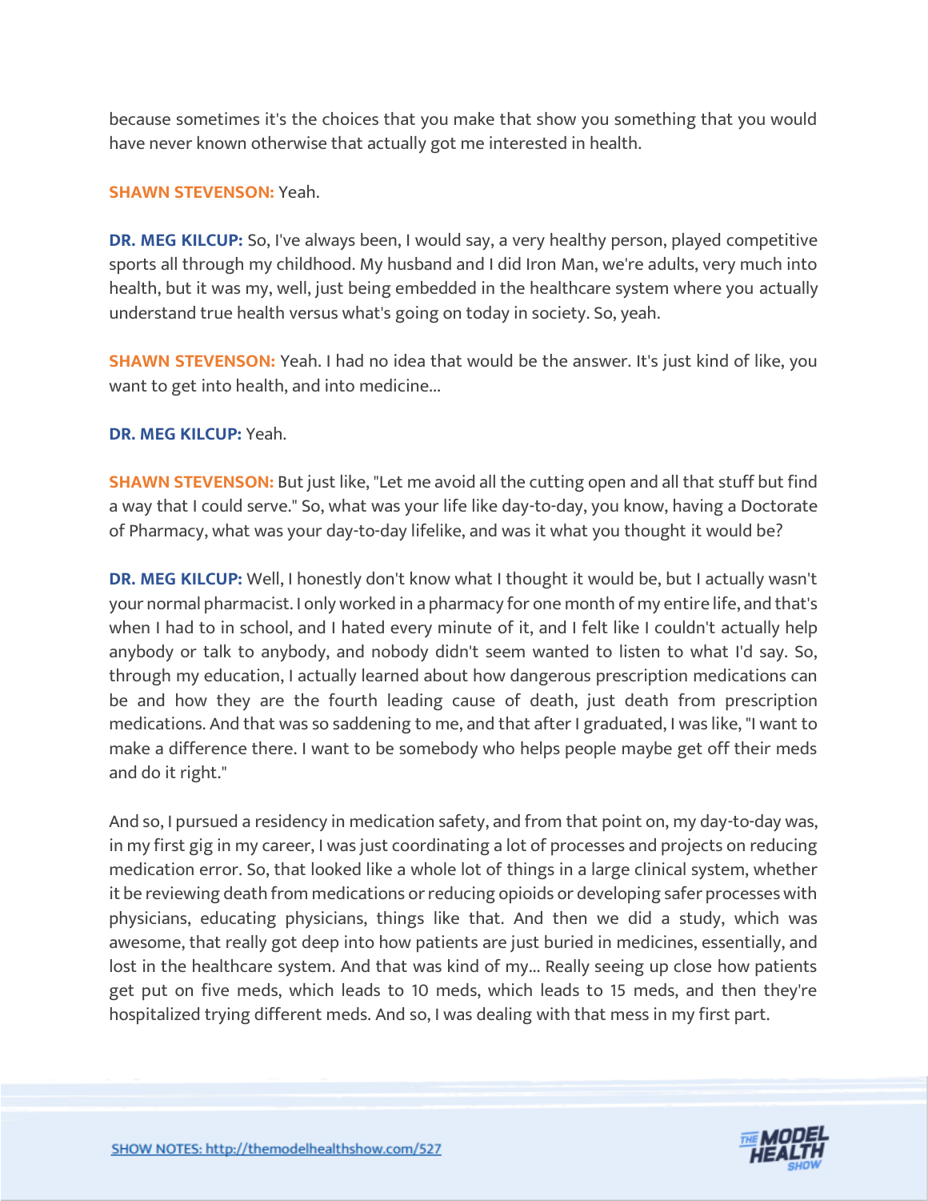because sometimes it's the choices that you make that show you something that you would have never known otherwise that actually got me interested in health.

**SHAWN STEVENSON:** Yeah.

**DR. MEG KILCUP:** So, I've always been, I would say, a very healthy person, played competitive sports all through my childhood. My husband and I did Iron Man, we're adults, very much into health, but it was my, well, just being embedded in the healthcare system where you actually understand true health versus what's going on today in society. So, yeah.

**SHAWN STEVENSON:** Yeah. I had no idea that would be the answer. It's just kind of like, you want to get into health, and into medicine...

**DR. MEG KILCUP:** Yeah.

**SHAWN STEVENSON:** But just like, "Let me avoid all the cutting open and all that stuff but find a way that I could serve." So, what was your life like day-to-day, you know, having a Doctorate of Pharmacy, what was your day-to-day lifelike, and was it what you thought it would be?

**DR. MEG KILCUP:** Well, I honestly don't know what I thought it would be, but I actually wasn't your normal pharmacist. I only worked in a pharmacy for one month of my entire life, and that's when I had to in school, and I hated every minute of it, and I felt like I couldn't actually help anybody or talk to anybody, and nobody didn't seem wanted to listen to what I'd say. So, through my education, I actually learned about how dangerous prescription medications can be and how they are the fourth leading cause of death, just death from prescription medications. And that was so saddening to me, and that after I graduated, I was like, "I want to make a difference there. I want to be somebody who helps people maybe get off their meds and do it right."

And so, I pursued a residency in medication safety, and from that point on, my day-to-day was, in my first gig in my career, I was just coordinating a lot of processes and projects on reducing medication error. So, that looked like a whole lot of things in a large clinical system, whether it be reviewing death from medications or reducing opioids or developing safer processes with physicians, educating physicians, things like that. And then we did a study, which was awesome, that really got deep into how patients are just buried in medicines, essentially, and lost in the healthcare system. And that was kind of my... Really seeing up close how patients get put on five meds, which leads to 10 meds, which leads to 15 meds, and then they're hospitalized trying different meds. And so, I was dealing with that mess in my first part.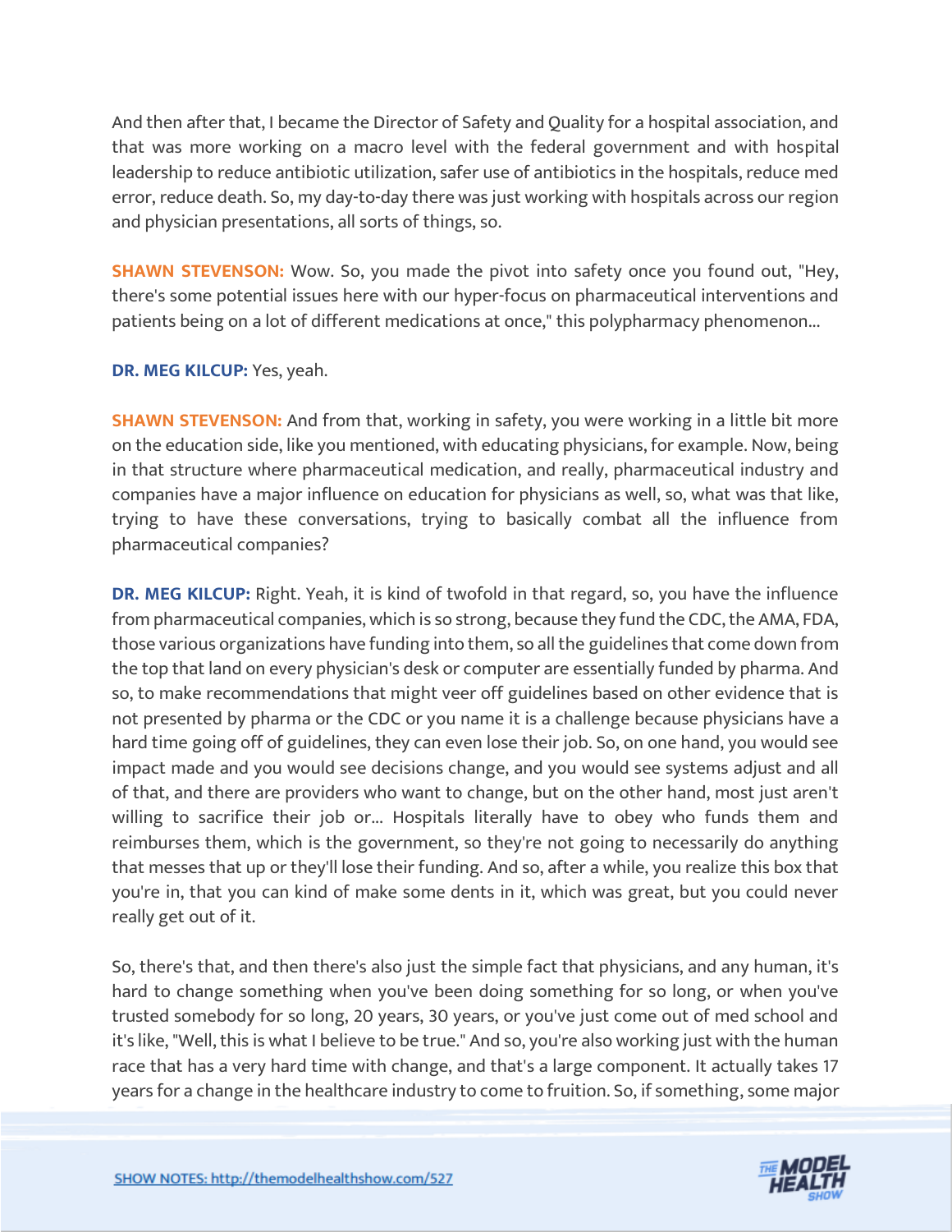And then after that, I became the Director of Safety and Quality for a hospital association, and that was more working on a macro level with the federal government and with hospital leadership to reduce antibiotic utilization, safer use of antibiotics in the hospitals, reduce med error, reduce death. So, my day-to-day there was just working with hospitals across our region and physician presentations, all sorts of things, so.

**SHAWN STEVENSON:** Wow. So, you made the pivot into safety once you found out, "Hey, there's some potential issues here with our hyper-focus on pharmaceutical interventions and patients being on a lot of different medications at once," this polypharmacy phenomenon...

**DR. MEG KILCUP:** Yes, yeah.

**SHAWN STEVENSON:** And from that, working in safety, you were working in a little bit more on the education side, like you mentioned, with educating physicians, for example. Now, being in that structure where pharmaceutical medication, and really, pharmaceutical industry and companies have a major influence on education for physicians as well, so, what was that like, trying to have these conversations, trying to basically combat all the influence from pharmaceutical companies?

**DR. MEG KILCUP:** Right. Yeah, it is kind of twofold in that regard, so, you have the influence from pharmaceutical companies, which is so strong, because they fund the CDC, the AMA, FDA, those various organizations have funding into them, so all the guidelines that come down from the top that land on every physician's desk or computer are essentially funded by pharma. And so, to make recommendations that might veer off guidelines based on other evidence that is not presented by pharma or the CDC or you name it is a challenge because physicians have a hard time going off of guidelines, they can even lose their job. So, on one hand, you would see impact made and you would see decisions change, and you would see systems adjust and all of that, and there are providers who want to change, but on the other hand, most just aren't willing to sacrifice their job or... Hospitals literally have to obey who funds them and reimburses them, which is the government, so they're not going to necessarily do anything that messes that up or they'll lose their funding. And so, after a while, you realize this box that you're in, that you can kind of make some dents in it, which was great, but you could never really get out of it.

So, there's that, and then there's also just the simple fact that physicians, and any human, it's hard to change something when you've been doing something for so long, or when you've trusted somebody for so long, 20 years, 30 years, or you've just come out of med school and it's like, "Well, this is what I believe to be true." And so, you're also working just with the human race that has a very hard time with change, and that's a large component. It actually takes 17 years for a change in the healthcare industry to come to fruition. So, if something, some major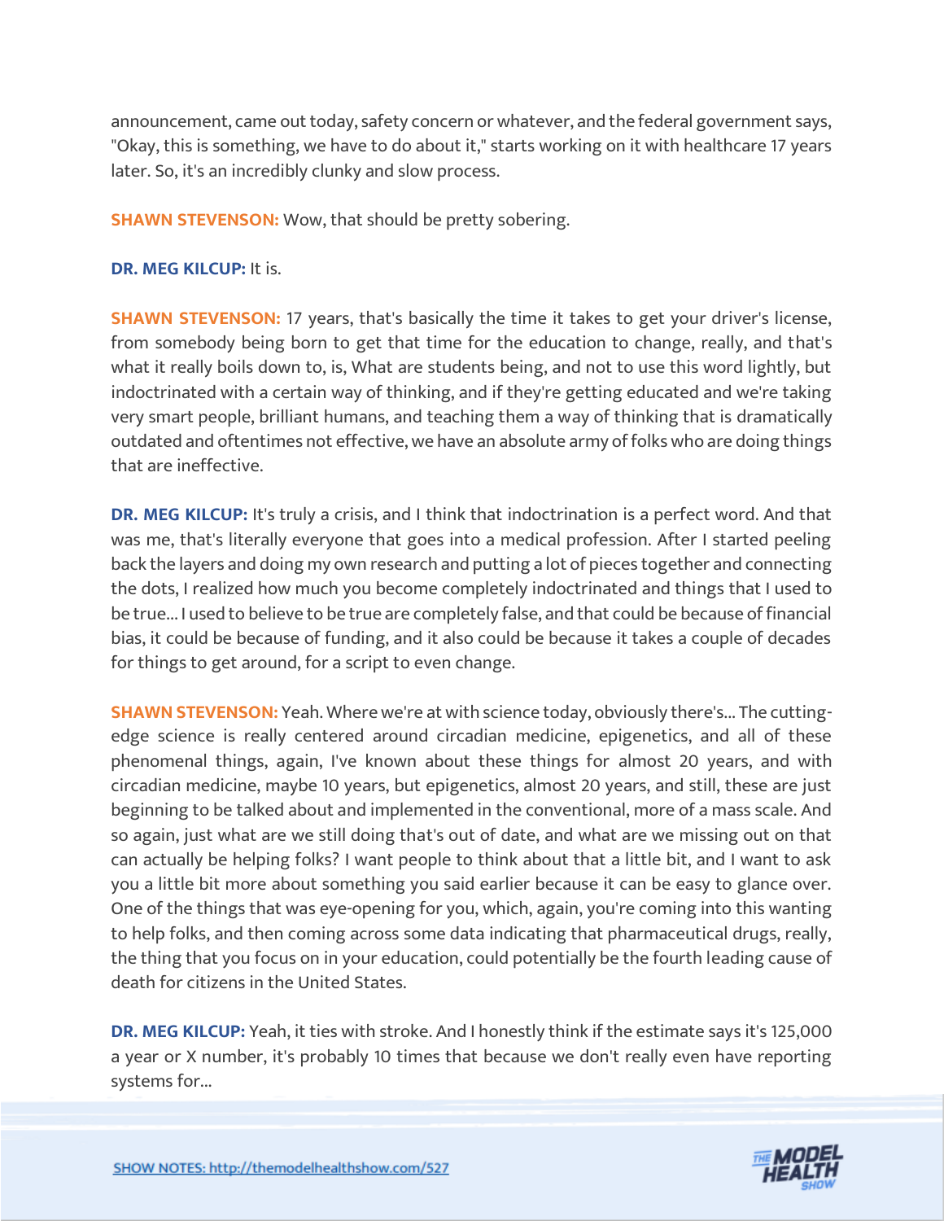announcement, came out today, safety concern or whatever, and the federal government says, "Okay, this is something, we have to do about it," starts working on it with healthcare 17 years later. So, it's an incredibly clunky and slow process.

**SHAWN STEVENSON:** Wow, that should be pretty sobering.

**DR. MEG KILCUP:** It is.

**SHAWN STEVENSON:** 17 years, that's basically the time it takes to get your driver's license, from somebody being born to get that time for the education to change, really, and that's what it really boils down to, is, What are students being, and not to use this word lightly, but indoctrinated with a certain way of thinking, and if they're getting educated and we're taking very smart people, brilliant humans, and teaching them a way of thinking that is dramatically outdated and oftentimes not effective, we have an absolute army of folks who are doing things that are ineffective.

**DR. MEG KILCUP:** It's truly a crisis, and I think that indoctrination is a perfect word. And that was me, that's literally everyone that goes into a medical profession. After I started peeling back the layers and doing my own research and putting a lot of pieces together and connecting the dots, I realized how much you become completely indoctrinated and things that I used to be true... I used to believe to be true are completely false, and that could be because of financial bias, it could be because of funding, and it also could be because it takes a couple of decades for things to get around, for a script to even change.

**SHAWN STEVENSON:** Yeah. Where we're at with science today, obviously there's... The cutting-edge science is really centered around circadian medicine, epigenetics, and all of these phenomenal things, again, I've known about these things for almost 20 years, and with circadian medicine, maybe 10 years, but epigenetics, almost 20 years, and still, these are just beginning to be talked about and implemented in the conventional, more of a mass scale. And so again, just what are we still doing that's out of date, and what are we missing out on that can actually be helping folks? I want people to think about that a little bit, and I want to ask you a little bit more about something you said earlier because it can be easy to glance over. One of the things that was eye-opening for you, which, again, you're coming into this wanting to help folks, and then coming across some data indicating that pharmaceutical drugs, really, the thing that you focus on in your education, could potentially be the fourth leading cause of death for citizens in the United States.

**DR. MEG KILCUP:** Yeah, it ties with stroke. And I honestly think if the estimate says it's 125,000 a year or X number, it's probably 10 times that because we don't really even have reporting systems for...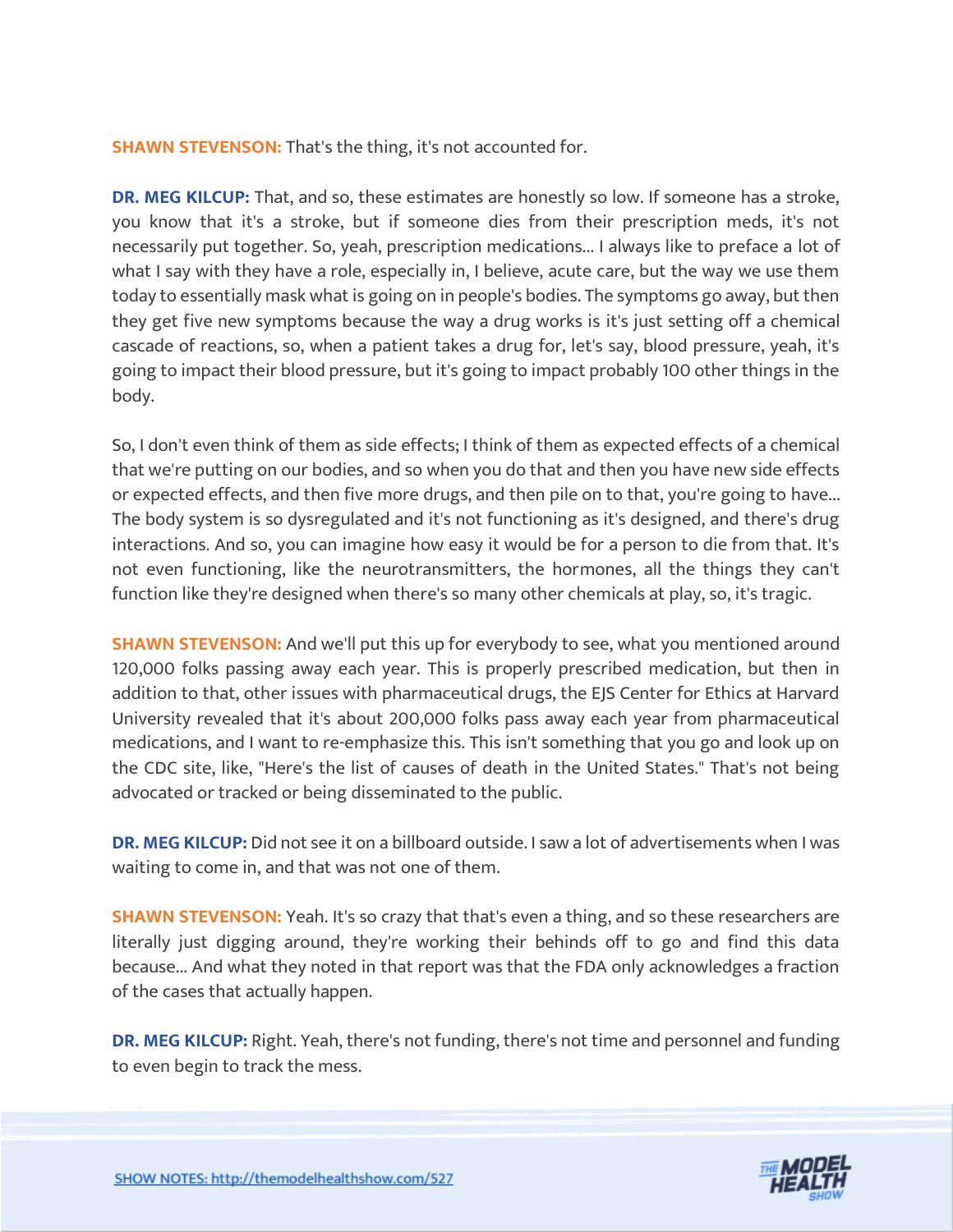**SHAWN STEVENSON:** That's the thing, it's not accounted for.

**DR. MEG KILCUP:** That, and so, these estimates are honestly so low. If someone has a stroke, you know that it's a stroke, but if someone dies from their prescription meds, it's not necessarily put together. So, yeah, prescription medications... I always like to preface a lot of what I say with they have a role, especially in, I believe, acute care, but the way we use them today to essentially mask what is going on in people's bodies. The symptoms go away, but then they get five new symptoms because the way a drug works is it's just setting off a chemical cascade of reactions, so, when a patient takes a drug for, let's say, blood pressure, yeah, it's going to impact their blood pressure, but it's going to impact probably 100 other things in the body.

So, I don't even think of them as side effects; I think of them as expected effects of a chemical that we're putting on our bodies, and so when you do that and then you have new side effects or expected effects, and then five more drugs, and then pile on to that, you're going to have... The body system is so dysregulated and it's not functioning as it's designed, and there's drug interactions. And so, you can imagine how easy it would be for a person to die from that. It's not even functioning, like the neurotransmitters, the hormones, all the things they can't function like they're designed when there's so many other chemicals at play, so, it's tragic.

**SHAWN STEVENSON:** And we'll put this up for everybody to see, what you mentioned around 120,000 folks passing away each year. This is properly prescribed medication, but then in addition to that, other issues with pharmaceutical drugs, the EJS Center for Ethics at Harvard University revealed that it's about 200,000 folks pass away each year from pharmaceutical medications, and I want to re-emphasize this. This isn't something that you go and look up on the CDC site, like, "Here's the list of causes of death in the United States." That's not being advocated or tracked or being disseminated to the public.

**DR. MEG KILCUP:** Did not see it on a billboard outside. I saw a lot of advertisements when I was waiting to come in, and that was not one of them.

**SHAWN STEVENSON:** Yeah. It's so crazy that that's even a thing, and so these researchers are literally just digging around, they're working their behinds off to go and find this data because... And what they noted in that report was that the FDA only acknowledges a fraction of the cases that actually happen.

**DR. MEG KILCUP:** Right. Yeah, there's not funding, there's not time and personnel and funding to even begin to track the mess.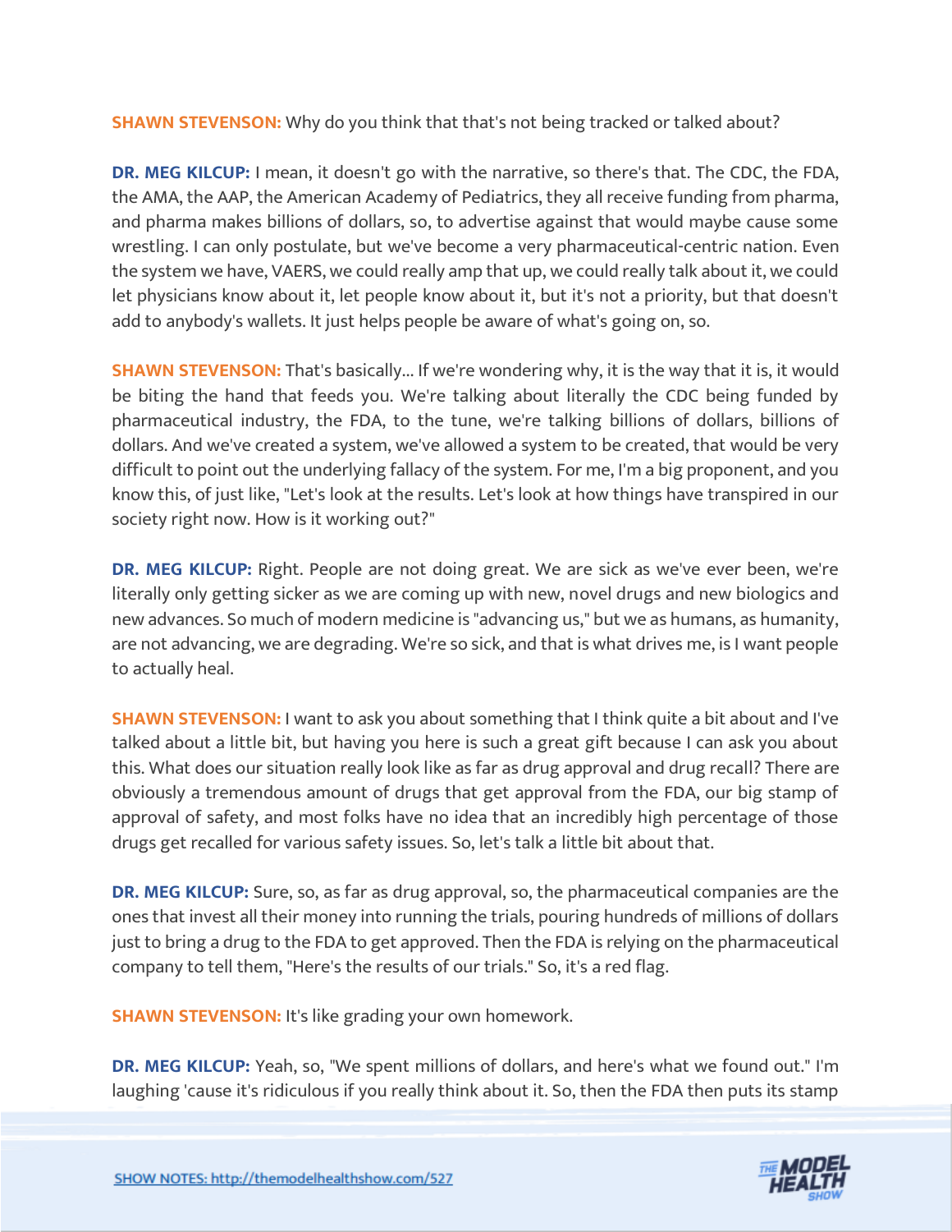**SHAWN STEVENSON:** Why do you think that that's not being tracked or talked about?

**DR. MEG KILCUP:** I mean, it doesn't go with the narrative, so there's that. The CDC, the FDA, the AMA, the AAP, the American Academy of Pediatrics, they all receive funding from pharma, and pharma makes billions of dollars, so, to advertise against that would maybe cause some wrestling. I can only postulate, but we've become a very pharmaceutical-centric nation. Even the system we have, VAERS, we could really amp that up, we could really talk about it, we could let physicians know about it, let people know about it, but it's not a priority, but that doesn't add to anybody's wallets. It just helps people be aware of what's going on, so.

**SHAWN STEVENSON:** That's basically... If we're wondering why, it is the way that it is, it would be biting the hand that feeds you. We're talking about literally the CDC being funded by pharmaceutical industry, the FDA, to the tune, we're talking billions of dollars, billions of dollars. And we've created a system, we've allowed a system to be created, that would be very difficult to point out the underlying fallacy of the system. For me, I'm a big proponent, and you know this, of just like, "Let's look at the results. Let's look at how things have transpired in our society right now. How is it working out?"

**DR. MEG KILCUP:** Right. People are not doing great. We are sick as we've ever been, we're literally only getting sicker as we are coming up with new, novel drugs and new biologics and new advances. So much of modern medicine is "advancing us," but we as humans, as humanity, are not advancing, we are degrading. We're so sick, and that is what drives me, is I want people to actually heal.

**SHAWN STEVENSON:** I want to ask you about something that I think quite a bit about and I've talked about a little bit, but having you here is such a great gift because I can ask you about this. What does our situation really look like as far as drug approval and drug recall? There are obviously a tremendous amount of drugs that get approval from the FDA, our big stamp of approval of safety, and most folks have no idea that an incredibly high percentage of those drugs get recalled for various safety issues. So, let's talk a little bit about that.

**DR. MEG KILCUP:** Sure, so, as far as drug approval, so, the pharmaceutical companies are the ones that invest all their money into running the trials, pouring hundreds of millions of dollars just to bring a drug to the FDA to get approved. Then the FDA is relying on the pharmaceutical company to tell them, "Here's the results of our trials." So, it's a red flag.

**SHAWN STEVENSON:** It's like grading your own homework.

**DR. MEG KILCUP:** Yeah, so, "We spent millions of dollars, and here's what we found out." I'm laughing 'cause it's ridiculous if you really think about it. So, then the FDA then puts its stamp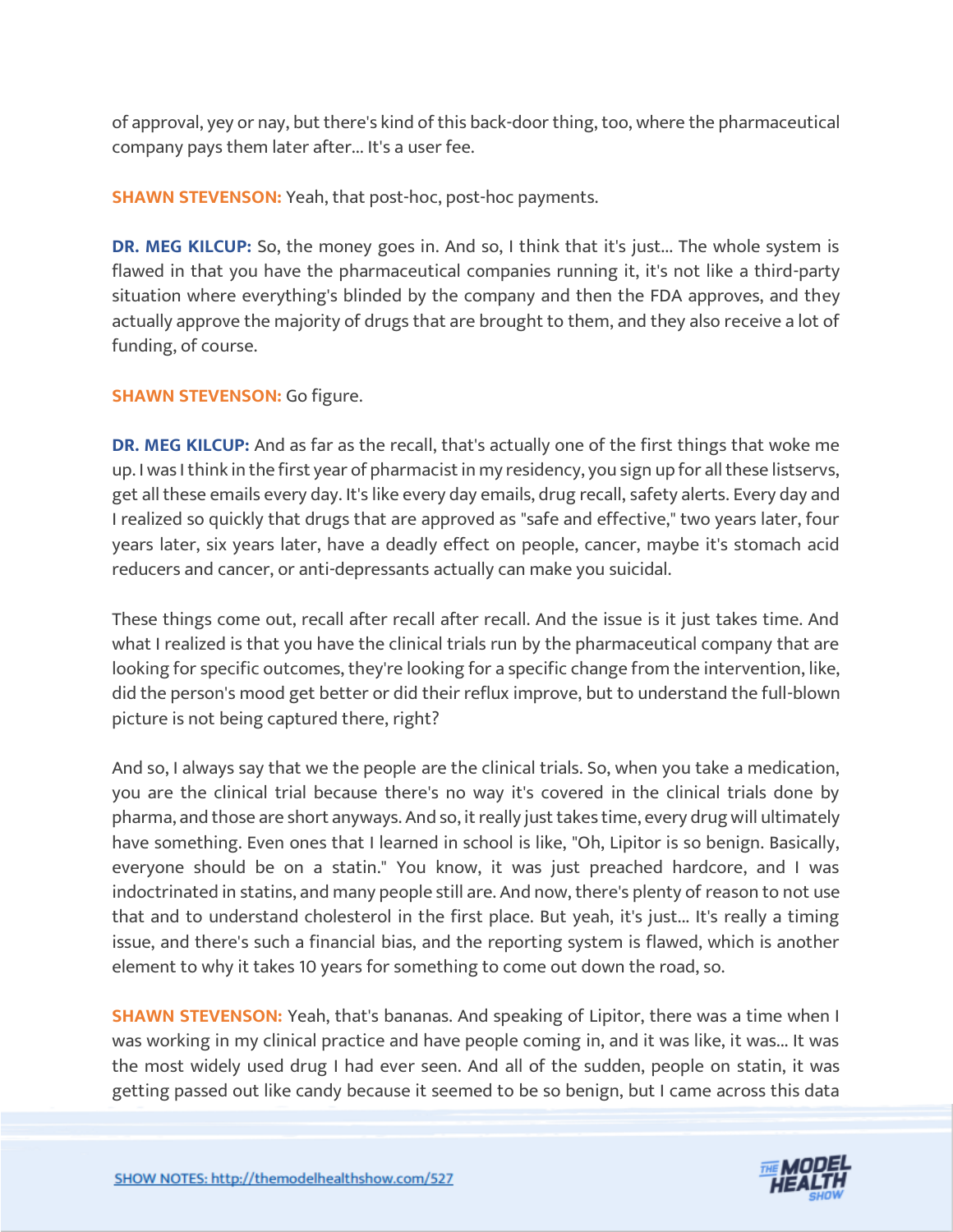of approval, yey or nay, but there's kind of this back-door thing, too, where the pharmaceutical company pays them later after... It's a user fee.

**SHAWN STEVENSON:** Yeah, that post-hoc, post-hoc payments.

**DR. MEG KILCUP:** So, the money goes in. And so, I think that it's just... The whole system is flawed in that you have the pharmaceutical companies running it, it's not like a third-party situation where everything's blinded by the company and then the FDA approves, and they actually approve the majority of drugs that are brought to them, and they also receive a lot of funding, of course.

**SHAWN STEVENSON:** Go figure.

**DR. MEG KILCUP:** And as far as the recall, that's actually one of the first things that woke me up. I was I think in the first year of pharmacist in my residency, you sign up for all these listservs, get all these emails every day. It's like every day emails, drug recall, safety alerts. Every day and I realized so quickly that drugs that are approved as "safe and effective," two years later, four years later, six years later, have a deadly effect on people, cancer, maybe it's stomach acid reducers and cancer, or anti-depressants actually can make you suicidal.

These things come out, recall after recall after recall. And the issue is it just takes time. And what I realized is that you have the clinical trials run by the pharmaceutical company that are looking for specific outcomes, they're looking for a specific change from the intervention, like, did the person's mood get better or did their reflux improve, but to understand the full-blown picture is not being captured there, right?

And so, I always say that we the people are the clinical trials. So, when you take a medication, you are the clinical trial because there's no way it's covered in the clinical trials done by pharma, and those are short anyways. And so, it really just takes time, every drug will ultimately have something. Even ones that I learned in school is like, "Oh, Lipitor is so benign. Basically, everyone should be on a statin." You know, it was just preached hardcore, and I was indoctrinated in statins, and many people still are. And now, there's plenty of reason to not use that and to understand cholesterol in the first place. But yeah, it's just... It's really a timing issue, and there's such a financial bias, and the reporting system is flawed, which is another element to why it takes 10 years for something to come out down the road, so.

**SHAWN STEVENSON:** Yeah, that's bananas. And speaking of Lipitor, there was a time when I was working in my clinical practice and have people coming in, and it was like, it was... It was the most widely used drug I had ever seen. And all of the sudden, people on statin, it was getting passed out like candy because it seemed to be so benign, but I came across this data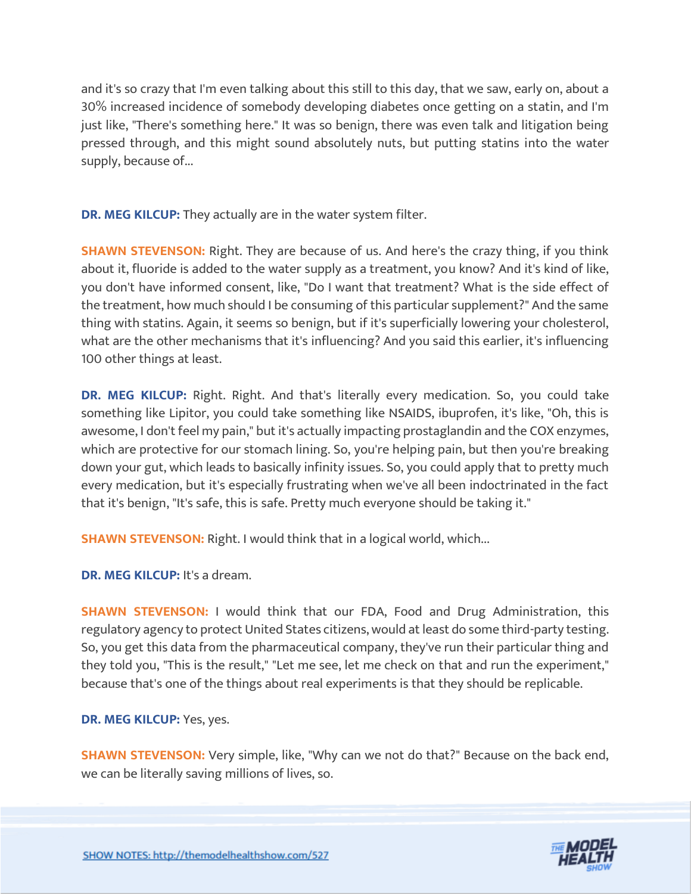and it's so crazy that I'm even talking about this still to this day, that we saw, early on, about a 30% increased incidence of somebody developing diabetes once getting on a statin, and I'm just like, "There's something here." It was so benign, there was even talk and litigation being pressed through, and this might sound absolutely nuts, but putting statins into the water supply, because of...

**DR. MEG KILCUP:** They actually are in the water system filter.

**SHAWN STEVENSON:** Right. They are because of us. And here's the crazy thing, if you think about it, fluoride is added to the water supply as a treatment, you know? And it's kind of like, you don't have informed consent, like, "Do I want that treatment? What is the side effect of the treatment, how much should I be consuming of this particular supplement?" And the same thing with statins. Again, it seems so benign, but if it's superficially lowering your cholesterol, what are the other mechanisms that it's influencing? And you said this earlier, it's influencing 100 other things at least.

**DR. MEG KILCUP:** Right. Right. And that's literally every medication. So, you could take something like Lipitor, you could take something like NSAIDS, ibuprofen, it's like, "Oh, this is awesome, I don't feel my pain," but it's actually impacting prostaglandin and the COX enzymes, which are protective for our stomach lining. So, you're helping pain, but then you're breaking down your gut, which leads to basically infinity issues. So, you could apply that to pretty much every medication, but it's especially frustrating when we've all been indoctrinated in the fact that it's benign, "It's safe, this is safe. Pretty much everyone should be taking it."

**SHAWN STEVENSON:** Right. I would think that in a logical world, which...

**DR. MEG KILCUP:** It's a dream.

**SHAWN STEVENSON:** I would think that our FDA, Food and Drug Administration, this regulatory agency to protect United States citizens, would at least do some third-party testing. So, you get this data from the pharmaceutical company, they've run their particular thing and they told you, "This is the result," "Let me see, let me check on that and run the experiment," because that's one of the things about real experiments is that they should be replicable.

**DR. MEG KILCUP:** Yes, yes.

**SHAWN STEVENSON:** Very simple, like, "Why can we not do that?" Because on the back end, we can be literally saving millions of lives, so.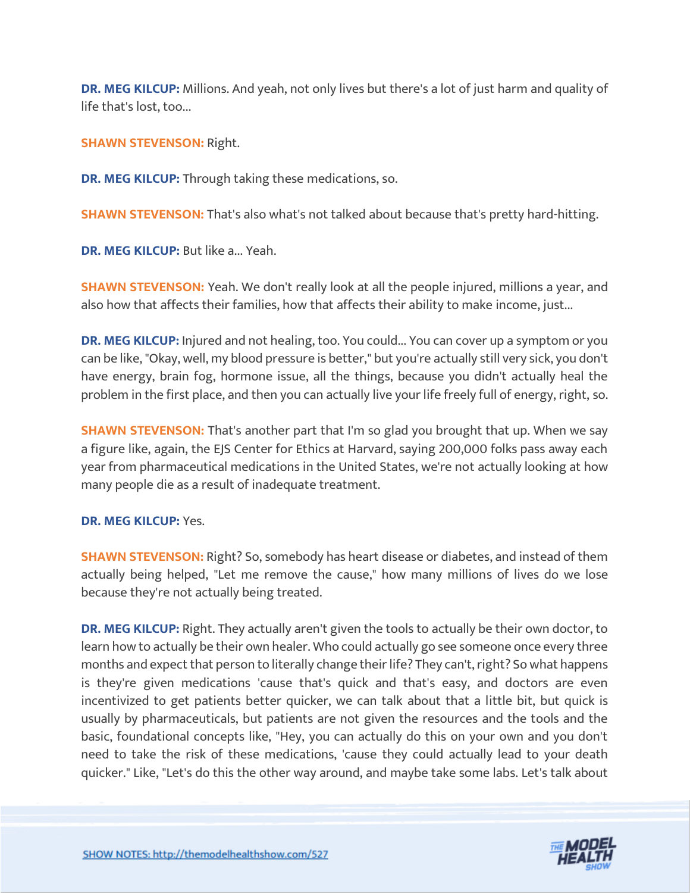**DR. MEG KILCUP:** Millions. And yeah, not only lives but there's a lot of just harm and quality of life that's lost, too...

**SHAWN STEVENSON:** Right.

**DR. MEG KILCUP:** Through taking these medications, so.

**SHAWN STEVENSON:** That's also what's not talked about because that's pretty hard-hitting.

**DR. MEG KILCUP:** But like a... Yeah.

**SHAWN STEVENSON:** Yeah. We don't really look at all the people injured, millions a year, and also how that affects their families, how that affects their ability to make income, just...

**DR. MEG KILCUP:** Injured and not healing, too. You could... You can cover up a symptom or you can be like, "Okay, well, my blood pressure is better," but you're actually still very sick, you don't have energy, brain fog, hormone issue, all the things, because you didn't actually heal the problem in the first place, and then you can actually live your life freely full of energy, right, so.

**SHAWN STEVENSON:** That's another part that I'm so glad you brought that up. When we say a figure like, again, the EJS Center for Ethics at Harvard, saying 200,000 folks pass away each year from pharmaceutical medications in the United States, we're not actually looking at how many people die as a result of inadequate treatment.

**DR. MEG KILCUP:** Yes.

**SHAWN STEVENSON:** Right? So, somebody has heart disease or diabetes, and instead of them actually being helped, "Let me remove the cause," how many millions of lives do we lose because they're not actually being treated.

**DR. MEG KILCUP:** Right. They actually aren't given the tools to actually be their own doctor, to learn how to actually be their own healer. Who could actually go see someone once every three months and expect that person to literally change their life? They can't, right? So what happens is they're given medications 'cause that's quick and that's easy, and doctors are even incentivized to get patients better quicker, we can talk about that a little bit, but quick is usually by pharmaceuticals, but patients are not given the resources and the tools and the basic, foundational concepts like, "Hey, you can actually do this on your own and you don't need to take the risk of these medications, 'cause they could actually lead to your death quicker." Like, "Let's do this the other way around, and maybe take some labs. Let's talk about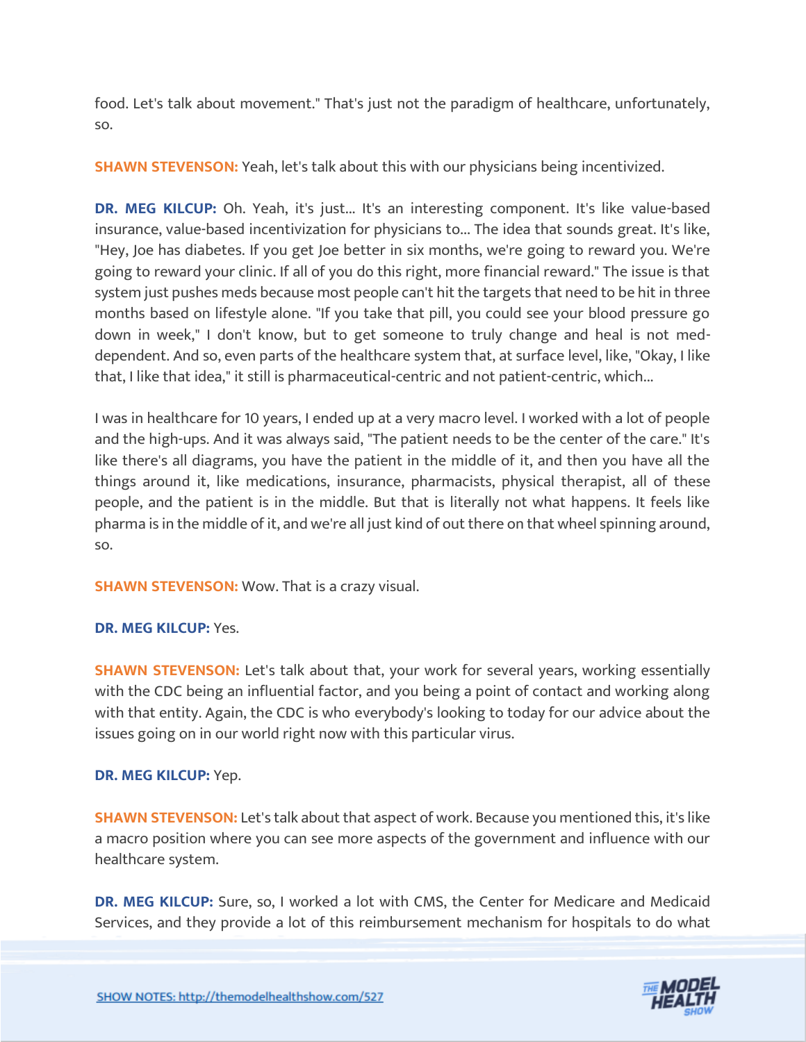food. Let's talk about movement." That's just not the paradigm of healthcare, unfortunately, so.

**SHAWN STEVENSON:** Yeah, let's talk about this with our physicians being incentivized.

**DR. MEG KILCUP:** Oh. Yeah, it's just... It's an interesting component. It's like value-based insurance, value-based incentivization for physicians to... The idea that sounds great. It's like, "Hey, Joe has diabetes. If you get Joe better in six months, we're going to reward you. We're going to reward your clinic. If all of you do this right, more financial reward." The issue is that system just pushes meds because most people can't hit the targets that need to be hit in three months based on lifestyle alone. "If you take that pill, you could see your blood pressure go down in week," I don't know, but to get someone to truly change and heal is not med-dependent. And so, even parts of the healthcare system that, at surface level, like, "Okay, I like that, I like that idea," it still is pharmaceutical-centric and not patient-centric, which...

I was in healthcare for 10 years, I ended up at a very macro level. I worked with a lot of people and the high-ups. And it was always said, "The patient needs to be the center of the care." It's like there's all diagrams, you have the patient in the middle of it, and then you have all the things around it, like medications, insurance, pharmacists, physical therapist, all of these people, and the patient is in the middle. But that is literally not what happens. It feels like pharma is in the middle of it, and we're all just kind of out there on that wheel spinning around, so.

**SHAWN STEVENSON:** Wow. That is a crazy visual.

**DR. MEG KILCUP:** Yes.

**SHAWN STEVENSON:** Let's talk about that, your work for several years, working essentially with the CDC being an influential factor, and you being a point of contact and working along with that entity. Again, the CDC is who everybody's looking to today for our advice about the issues going on in our world right now with this particular virus.

**DR. MEG KILCUP:** Yep.

**SHAWN STEVENSON:** Let's talk about that aspect of work. Because you mentioned this, it's like a macro position where you can see more aspects of the government and influence with our healthcare system.

**DR. MEG KILCUP:** Sure, so, I worked a lot with CMS, the Center for Medicare and Medicaid Services, and they provide a lot of this reimbursement mechanism for hospitals to do what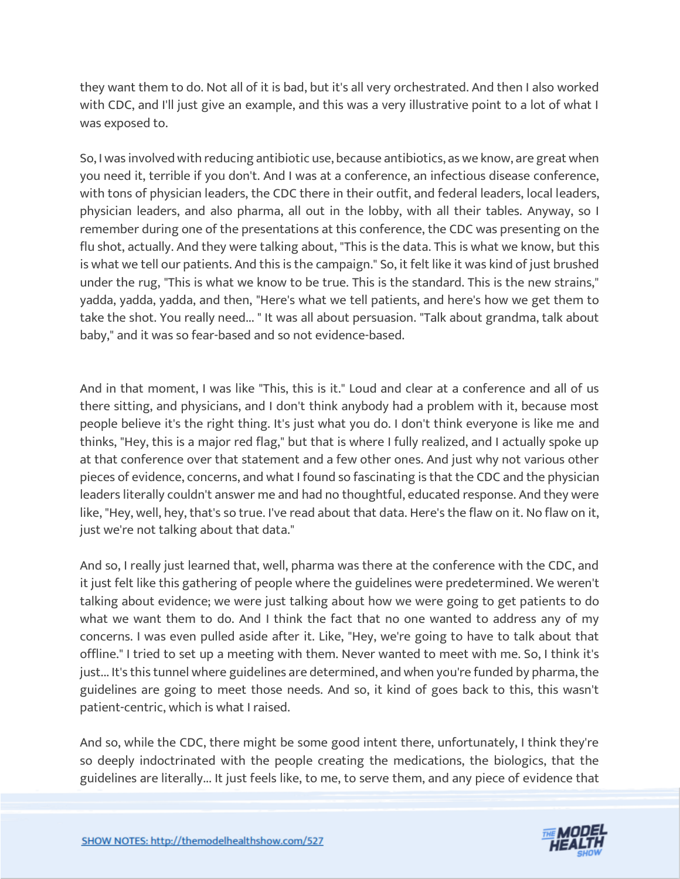they want them to do. Not all of it is bad, but it's all very orchestrated. And then I also worked with CDC, and I'll just give an example, and this was a very illustrative point to a lot of what I was exposed to.

So, I was involved with reducing antibiotic use, because antibiotics, as we know, are great when you need it, terrible if you don't. And I was at a conference, an infectious disease conference, with tons of physician leaders, the CDC there in their outfit, and federal leaders, local leaders, physician leaders, and also pharma, all out in the lobby, with all their tables. Anyway, so I remember during one of the presentations at this conference, the CDC was presenting on the flu shot, actually. And they were talking about, "This is the data. This is what we know, but this is what we tell our patients. And this is the campaign." So, it felt like it was kind of just brushed under the rug, "This is what we know to be true. This is the standard. This is the new strains," yadda, yadda, yadda, and then, "Here's what we tell patients, and here's how we get them to take the shot. You really need... " It was all about persuasion. "Talk about grandma, talk about baby," and it was so fear-based and so not evidence-based.

And in that moment, I was like "This, this is it." Loud and clear at a conference and all of us there sitting, and physicians, and I don't think anybody had a problem with it, because most people believe it's the right thing. It's just what you do. I don't think everyone is like me and thinks, "Hey, this is a major red flag," but that is where I fully realized, and I actually spoke up at that conference over that statement and a few other ones. And just why not various other pieces of evidence, concerns, and what I found so fascinating is that the CDC and the physician leaders literally couldn't answer me and had no thoughtful, educated response. And they were like, "Hey, well, hey, that's so true. I've read about that data. Here's the flaw on it. No flaw on it, just we're not talking about that data."

And so, I really just learned that, well, pharma was there at the conference with the CDC, and it just felt like this gathering of people where the guidelines were predetermined. We weren't talking about evidence; we were just talking about how we were going to get patients to do what we want them to do. And I think the fact that no one wanted to address any of my concerns. I was even pulled aside after it. Like, "Hey, we're going to have to talk about that offline." I tried to set up a meeting with them. Never wanted to meet with me. So, I think it's just... It's this tunnel where guidelines are determined, and when you're funded by pharma, the guidelines are going to meet those needs. And so, it kind of goes back to this, this wasn't patient-centric, which is what I raised.

And so, while the CDC, there might be some good intent there, unfortunately, I think they're so deeply indoctrinated with the people creating the medications, the biologics, that the guidelines are literally... It just feels like, to me, to serve them, and any piece of evidence that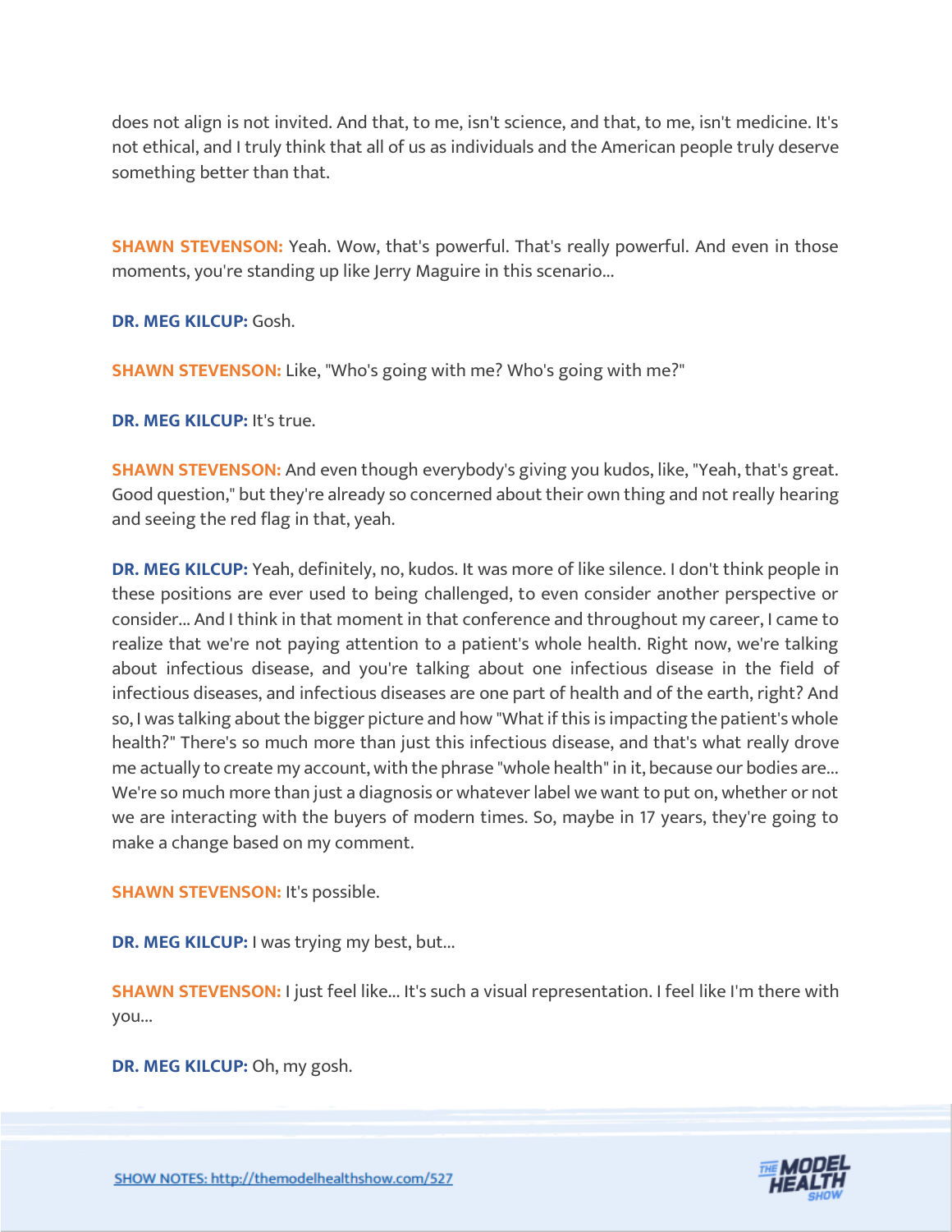does not align is not invited. And that, to me, isn't science, and that, to me, isn't medicine. It's not ethical, and I truly think that all of us as individuals and the American people truly deserve something better than that.

**SHAWN STEVENSON:** Yeah. Wow, that's powerful. That's really powerful. And even in those moments, you're standing up like Jerry Maguire in this scenario...

**DR. MEG KILCUP:** Gosh.

**SHAWN STEVENSON:** Like, "Who's going with me? Who's going with me?"

**DR. MEG KILCUP:** It's true.

**SHAWN STEVENSON:** And even though everybody's giving you kudos, like, "Yeah, that's great. Good question," but they're already so concerned about their own thing and not really hearing and seeing the red flag in that, yeah.

**DR. MEG KILCUP:** Yeah, definitely, no, kudos. It was more of like silence. I don't think people in these positions are ever used to being challenged, to even consider another perspective or consider... And I think in that moment in that conference and throughout my career, I came to realize that we're not paying attention to a patient's whole health. Right now, we're talking about infectious disease, and you're talking about one infectious disease in the field of infectious diseases, and infectious diseases are one part of health and of the earth, right? And so, I was talking about the bigger picture and how "What if this is impacting the patient's whole health?" There's so much more than just this infectious disease, and that's what really drove me actually to create my account, with the phrase "whole health" in it, because our bodies are... We're so much more than just a diagnosis or whatever label we want to put on, whether or not we are interacting with the buyers of modern times. So, maybe in 17 years, they're going to make a change based on my comment.

**SHAWN STEVENSON:** It's possible.

**DR. MEG KILCUP:** I was trying my best, but...

**SHAWN STEVENSON:** I just feel like... It's such a visual representation. I feel like I'm there with you...

**DR. MEG KILCUP:** Oh, my gosh.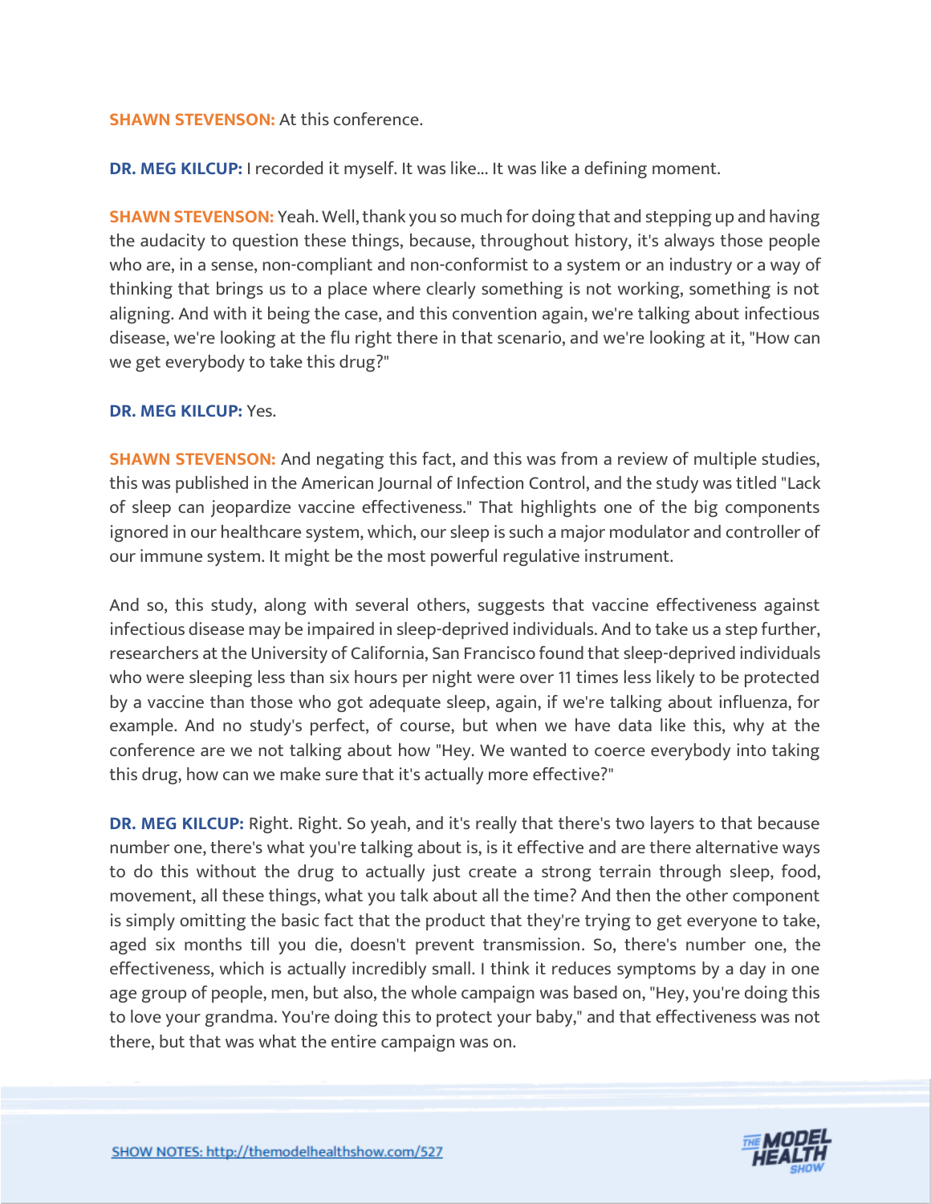**SHAWN STEVENSON:** At this conference.

**DR. MEG KILCUP:** I recorded it myself. It was like... It was like a defining moment.

**SHAWN STEVENSON:** Yeah. Well, thank you so much for doing that and stepping up and having the audacity to question these things, because, throughout history, it's always those people who are, in a sense, non-compliant and non-conformist to a system or an industry or a way of thinking that brings us to a place where clearly something is not working, something is not aligning. And with it being the case, and this convention again, we're talking about infectious disease, we're looking at the flu right there in that scenario, and we're looking at it, "How can we get everybody to take this drug?"

**DR. MEG KILCUP:** Yes.

**SHAWN STEVENSON:** And negating this fact, and this was from a review of multiple studies, this was published in the American Journal of Infection Control, and the study was titled "Lack of sleep can jeopardize vaccine effectiveness." That highlights one of the big components ignored in our healthcare system, which, our sleep is such a major modulator and controller of our immune system. It might be the most powerful regulative instrument.

And so, this study, along with several others, suggests that vaccine effectiveness against infectious disease may be impaired in sleep-deprived individuals. And to take us a step further, researchers at the University of California, San Francisco found that sleep-deprived individuals who were sleeping less than six hours per night were over 11 times less likely to be protected by a vaccine than those who got adequate sleep, again, if we're talking about influenza, for example. And no study's perfect, of course, but when we have data like this, why at the conference are we not talking about how "Hey. We wanted to coerce everybody into taking this drug, how can we make sure that it's actually more effective?"

**DR. MEG KILCUP:** Right. Right. So yeah, and it's really that there's two layers to that because number one, there's what you're talking about is, is it effective and are there alternative ways to do this without the drug to actually just create a strong terrain through sleep, food, movement, all these things, what you talk about all the time? And then the other component is simply omitting the basic fact that the product that they're trying to get everyone to take, aged six months till you die, doesn't prevent transmission. So, there's number one, the effectiveness, which is actually incredibly small. I think it reduces symptoms by a day in one age group of people, men, but also, the whole campaign was based on, "Hey, you're doing this to love your grandma. You're doing this to protect your baby," and that effectiveness was not there, but that was what the entire campaign was on.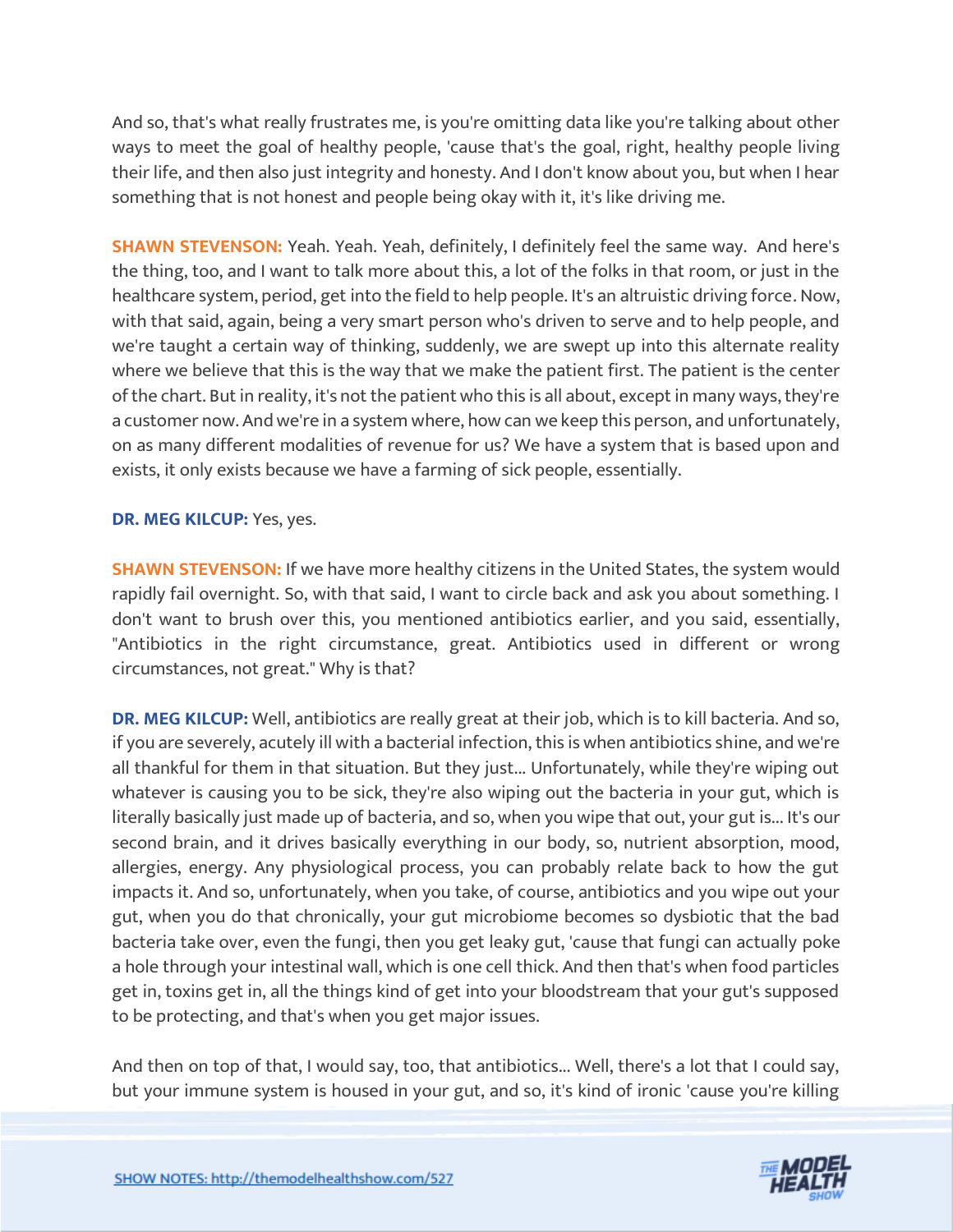And so, that's what really frustrates me, is you're omitting data like you're talking about other ways to meet the goal of healthy people, 'cause that's the goal, right, healthy people living their life, and then also just integrity and honesty. And I don't know about you, but when I hear something that is not honest and people being okay with it, it's like driving me.

**SHAWN STEVENSON:** Yeah. Yeah. Yeah, definitely, I definitely feel the same way. And here's the thing, too, and I want to talk more about this, a lot of the folks in that room, or just in the healthcare system, period, get into the field to help people. It's an altruistic driving force. Now, with that said, again, being a very smart person who's driven to serve and to help people, and we're taught a certain way of thinking, suddenly, we are swept up into this alternate reality where we believe that this is the way that we make the patient first. The patient is the center of the chart. But in reality, it's not the patient who this is all about, except in many ways, they're a customer now. And we're in a system where, how can we keep this person, and unfortunately, on as many different modalities of revenue for us? We have a system that is based upon and exists, it only exists because we have a farming of sick people, essentially.

**DR. MEG KILCUP:** Yes, yes.

**SHAWN STEVENSON:** If we have more healthy citizens in the United States, the system would rapidly fail overnight. So, with that said, I want to circle back and ask you about something. I don't want to brush over this, you mentioned antibiotics earlier, and you said, essentially, "Antibiotics in the right circumstance, great. Antibiotics used in different or wrong circumstances, not great." Why is that?

**DR. MEG KILCUP:** Well, antibiotics are really great at their job, which is to kill bacteria. And so, if you are severely, acutely ill with a bacterial infection, this is when antibiotics shine, and we're all thankful for them in that situation. But they just... Unfortunately, while they're wiping out whatever is causing you to be sick, they're also wiping out the bacteria in your gut, which is literally basically just made up of bacteria, and so, when you wipe that out, your gut is... It's our second brain, and it drives basically everything in our body, so, nutrient absorption, mood, allergies, energy. Any physiological process, you can probably relate back to how the gut impacts it. And so, unfortunately, when you take, of course, antibiotics and you wipe out your gut, when you do that chronically, your gut microbiome becomes so dysbiotic that the bad bacteria take over, even the fungi, then you get leaky gut, 'cause that fungi can actually poke a hole through your intestinal wall, which is one cell thick. And then that's when food particles get in, toxins get in, all the things kind of get into your bloodstream that your gut's supposed to be protecting, and that's when you get major issues.

And then on top of that, I would say, too, that antibiotics... Well, there's a lot that I could say, but your immune system is housed in your gut, and so, it's kind of ironic 'cause you're killing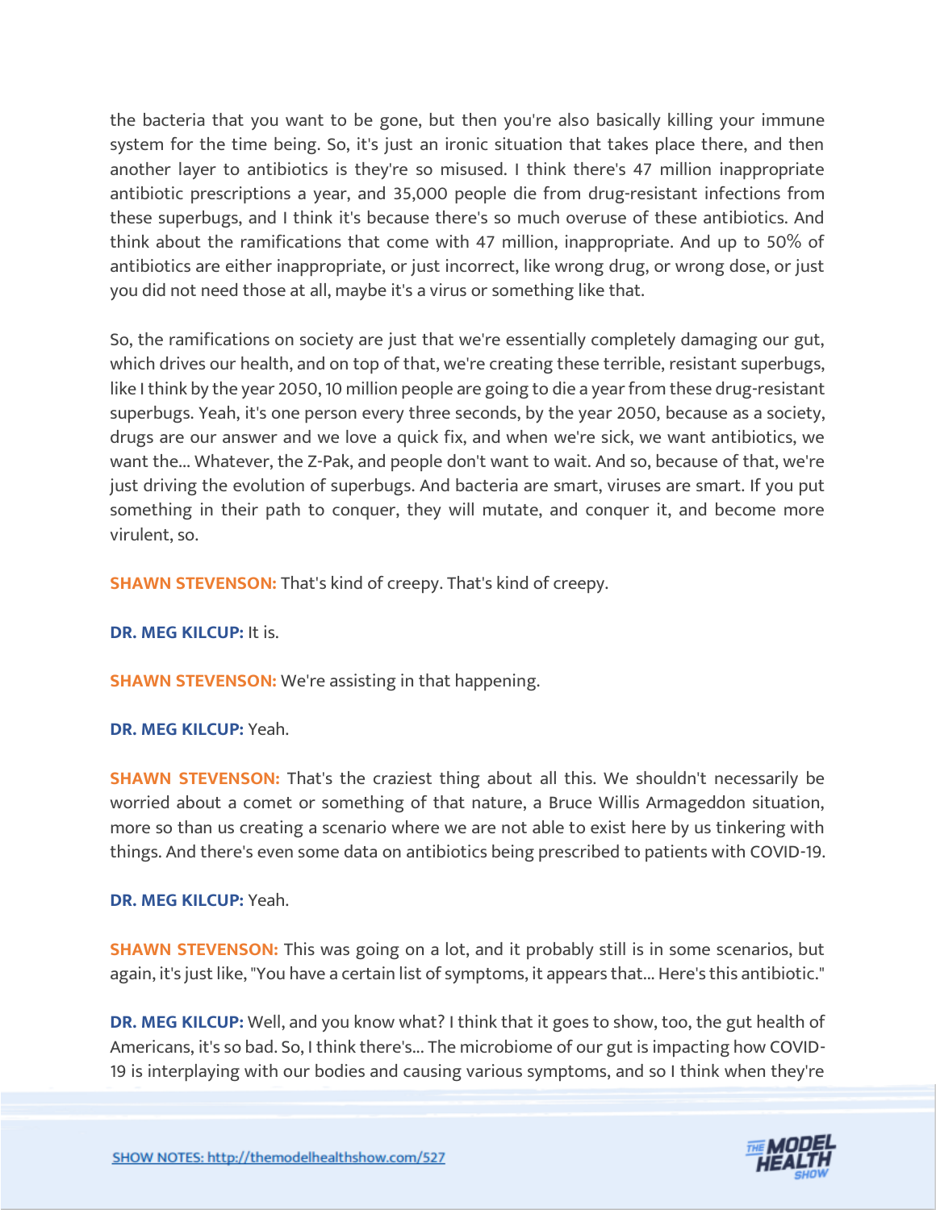the bacteria that you want to be gone, but then you're also basically killing your immune system for the time being. So, it's just an ironic situation that takes place there, and then another layer to antibiotics is they're so misused. I think there's 47 million inappropriate antibiotic prescriptions a year, and 35,000 people die from drug-resistant infections from these superbugs, and I think it's because there's so much overuse of these antibiotics. And think about the ramifications that come with 47 million, inappropriate. And up to 50% of antibiotics are either inappropriate, or just incorrect, like wrong drug, or wrong dose, or just you did not need those at all, maybe it's a virus or something like that.

So, the ramifications on society are just that we're essentially completely damaging our gut, which drives our health, and on top of that, we're creating these terrible, resistant superbugs, like I think by the year 2050, 10 million people are going to die a year from these drug-resistant superbugs. Yeah, it's one person every three seconds, by the year 2050, because as a society, drugs are our answer and we love a quick fix, and when we're sick, we want antibiotics, we want the... Whatever, the Z-Pak, and people don't want to wait. And so, because of that, we're just driving the evolution of superbugs. And bacteria are smart, viruses are smart. If you put something in their path to conquer, they will mutate, and conquer it, and become more virulent, so.

**SHAWN STEVENSON:** That's kind of creepy. That's kind of creepy.

**DR. MEG KILCUP:** It is.

**SHAWN STEVENSON:** We're assisting in that happening.

**DR. MEG KILCUP:** Yeah.

**SHAWN STEVENSON:** That's the craziest thing about all this. We shouldn't necessarily be worried about a comet or something of that nature, a Bruce Willis Armageddon situation, more so than us creating a scenario where we are not able to exist here by us tinkering with things. And there's even some data on antibiotics being prescribed to patients with COVID-19.

**DR. MEG KILCUP:** Yeah.

**SHAWN STEVENSON:** This was going on a lot, and it probably still is in some scenarios, but again, it's just like, "You have a certain list of symptoms, it appears that... Here's this antibiotic."

**DR. MEG KILCUP:** Well, and you know what? I think that it goes to show, too, the gut health of Americans, it's so bad. So, I think there's... The microbiome of our gut is impacting how COVID-19 is interplaying with our bodies and causing various symptoms, and so I think when they're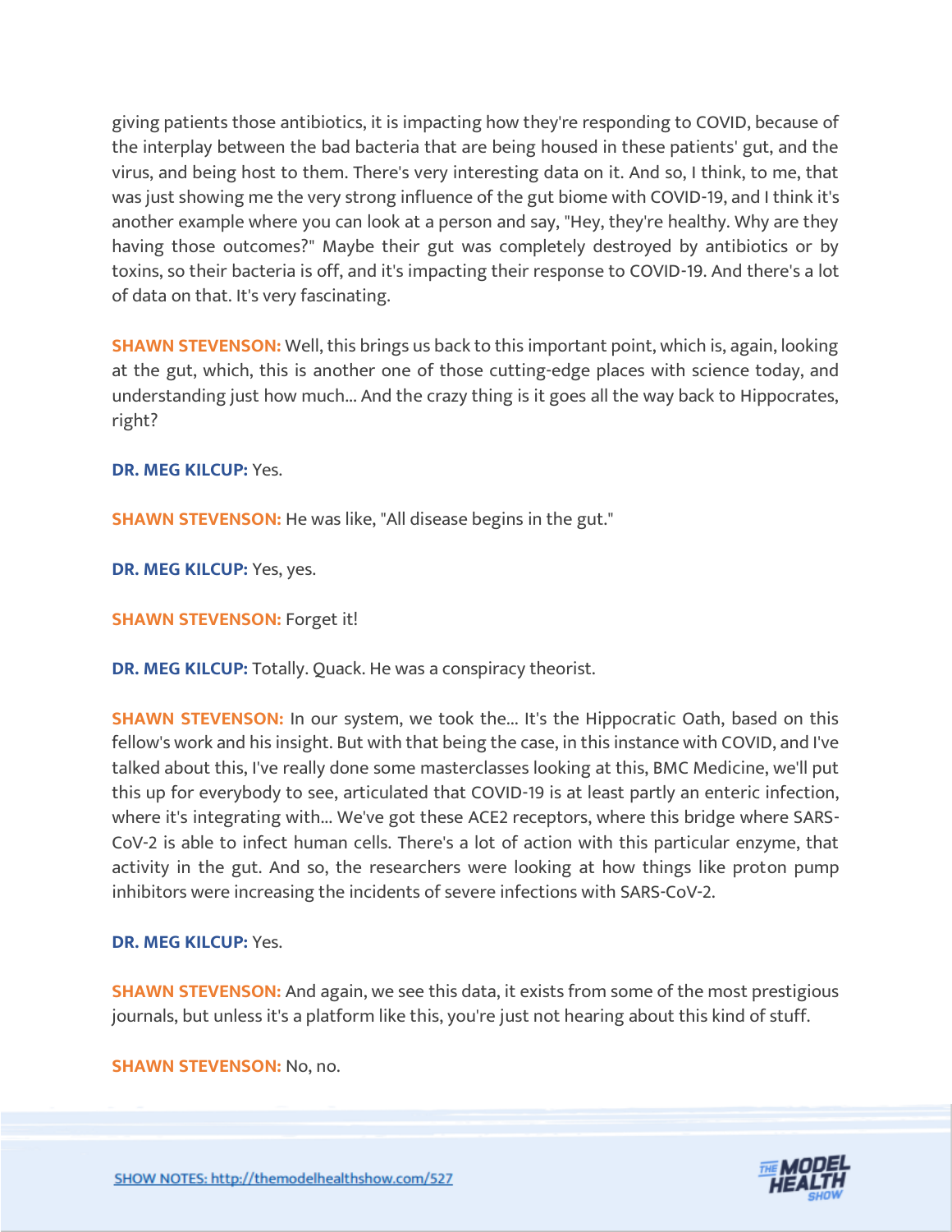giving patients those antibiotics, it is impacting how they're responding to COVID, because of the interplay between the bad bacteria that are being housed in these patients' gut, and the virus, and being host to them. There's very interesting data on it. And so, I think, to me, that was just showing me the very strong influence of the gut biome with COVID-19, and I think it's another example where you can look at a person and say, "Hey, they're healthy. Why are they having those outcomes?" Maybe their gut was completely destroyed by antibiotics or by toxins, so their bacteria is off, and it's impacting their response to COVID-19. And there's a lot of data on that. It's very fascinating.

**SHAWN STEVENSON:** Well, this brings us back to this important point, which is, again, looking at the gut, which, this is another one of those cutting-edge places with science today, and understanding just how much... And the crazy thing is it goes all the way back to Hippocrates, right?

**DR. MEG KILCUP:** Yes.

**SHAWN STEVENSON:** He was like, "All disease begins in the gut."

**DR. MEG KILCUP:** Yes, yes.

**SHAWN STEVENSON:** Forget it!

**DR. MEG KILCUP:** Totally. Quack. He was a conspiracy theorist.

**SHAWN STEVENSON:** In our system, we took the... It's the Hippocratic Oath, based on this fellow's work and his insight. But with that being the case, in this instance with COVID, and I've talked about this, I've really done some masterclasses looking at this, BMC Medicine, we'll put this up for everybody to see, articulated that COVID-19 is at least partly an enteric infection, where it's integrating with... We've got these ACE2 receptors, where this bridge where SARS-CoV-2 is able to infect human cells. There's a lot of action with this particular enzyme, that activity in the gut. And so, the researchers were looking at how things like proton pump inhibitors were increasing the incidents of severe infections with SARS-CoV-2.

**DR. MEG KILCUP:** Yes.

**SHAWN STEVENSON:** And again, we see this data, it exists from some of the most prestigious journals, but unless it's a platform like this, you're just not hearing about this kind of stuff.

**SHAWN STEVENSON:** No, no.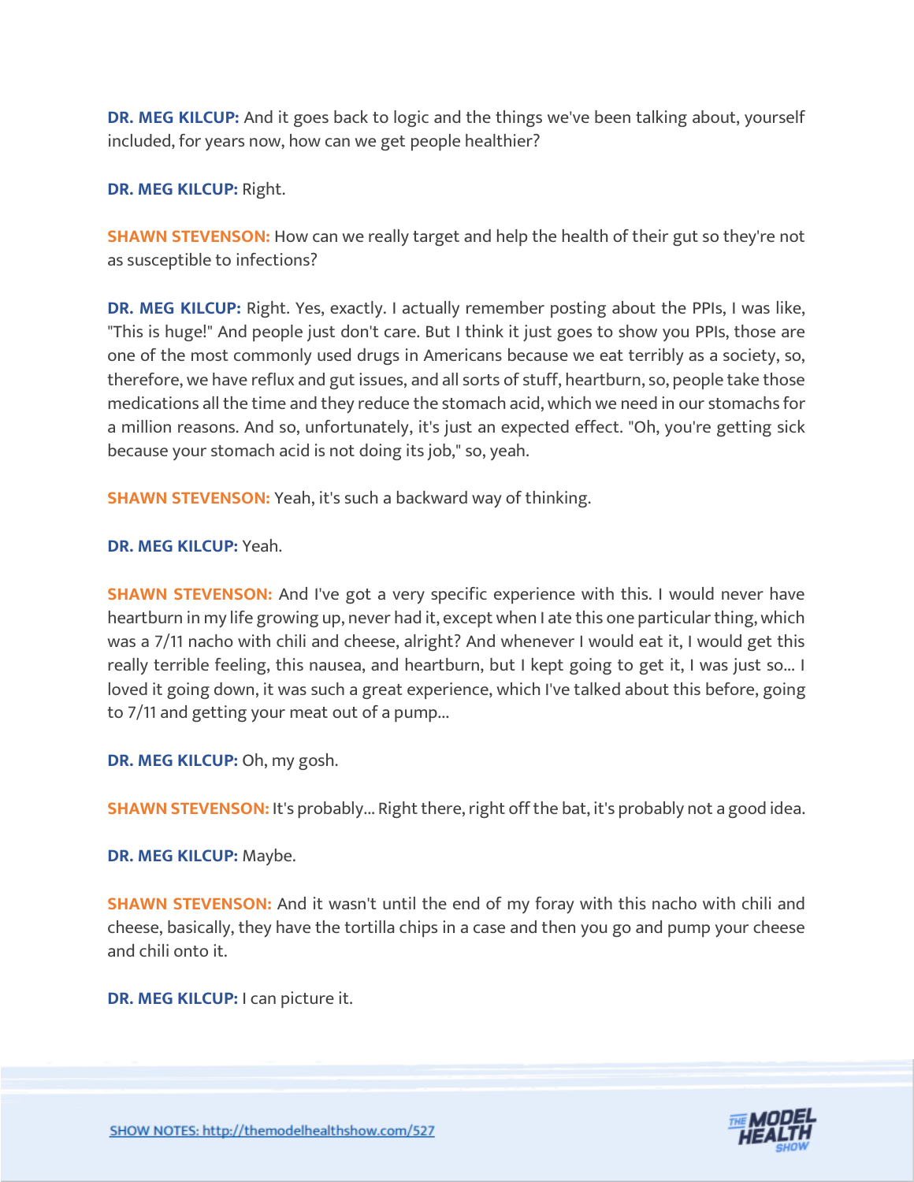**DR. MEG KILCUP:** And it goes back to logic and the things we've been talking about, yourself included, for years now, how can we get people healthier?

**DR. MEG KILCUP:** Right.

**SHAWN STEVENSON:** How can we really target and help the health of their gut so they're not as susceptible to infections?

**DR. MEG KILCUP:** Right. Yes, exactly. I actually remember posting about the PPIs, I was like, "This is huge!" And people just don't care. But I think it just goes to show you PPIs, those are one of the most commonly used drugs in Americans because we eat terribly as a society, so, therefore, we have reflux and gut issues, and all sorts of stuff, heartburn, so, people take those medications all the time and they reduce the stomach acid, which we need in our stomachs for a million reasons. And so, unfortunately, it's just an expected effect. "Oh, you're getting sick because your stomach acid is not doing its job," so, yeah.

**SHAWN STEVENSON:** Yeah, it's such a backward way of thinking.

**DR. MEG KILCUP:** Yeah.

**SHAWN STEVENSON:** And I've got a very specific experience with this. I would never have heartburn in my life growing up, never had it, except when I ate this one particular thing, which was a 7/11 nacho with chili and cheese, alright? And whenever I would eat it, I would get this really terrible feeling, this nausea, and heartburn, but I kept going to get it, I was just so... I loved it going down, it was such a great experience, which I've talked about this before, going to 7/11 and getting your meat out of a pump...

**DR. MEG KILCUP:** Oh, my gosh.

**SHAWN STEVENSON:** It's probably... Right there, right off the bat, it's probably not a good idea.

**DR. MEG KILCUP:** Maybe.

**SHAWN STEVENSON:** And it wasn't until the end of my foray with this nacho with chili and cheese, basically, they have the tortilla chips in a case and then you go and pump your cheese and chili onto it.

**DR. MEG KILCUP:** I can picture it.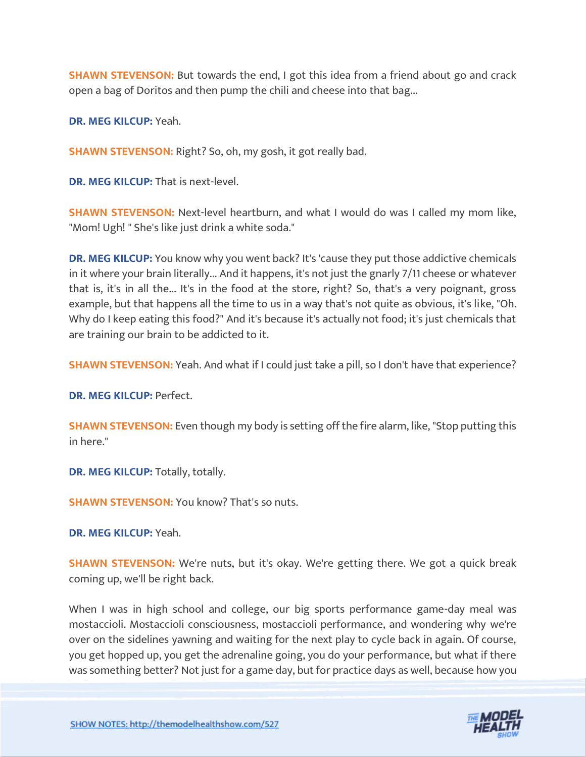**SHAWN STEVENSON:** But towards the end, I got this idea from a friend about go and crack open a bag of Doritos and then pump the chili and cheese into that bag...

**DR. MEG KILCUP:** Yeah.

**SHAWN STEVENSON:** Right? So, oh, my gosh, it got really bad.

**DR. MEG KILCUP:** That is next-level.

**SHAWN STEVENSON:** Next-level heartburn, and what I would do was I called my mom like, "Mom! Ugh! " She's like just drink a white soda."

**DR. MEG KILCUP:** You know why you went back? It's 'cause they put those addictive chemicals in it where your brain literally... And it happens, it's not just the gnarly 7/11 cheese or whatever that is, it's in all the... It's in the food at the store, right? So, that's a very poignant, gross example, but that happens all the time to us in a way that's not quite as obvious, it's like, "Oh. Why do I keep eating this food?" And it's because it's actually not food; it's just chemicals that are training our brain to be addicted to it.

**SHAWN STEVENSON:** Yeah. And what if I could just take a pill, so I don't have that experience?

**DR. MEG KILCUP:** Perfect.

**SHAWN STEVENSON:** Even though my body is setting off the fire alarm, like, "Stop putting this in here."

**DR. MEG KILCUP:** Totally, totally.

**SHAWN STEVENSON:** You know? That's so nuts.

**DR. MEG KILCUP:** Yeah.

**SHAWN STEVENSON:** We're nuts, but it's okay. We're getting there. We got a quick break coming up, we'll be right back.

When I was in high school and college, our big sports performance game-day meal was mostaccioli. Mostaccioli consciousness, mostaccioli performance, and wondering why we're over on the sidelines yawning and waiting for the next play to cycle back in again. Of course, you get hopped up, you get the adrenaline going, you do your performance, but what if there was something better? Not just for a game day, but for practice days as well, because how you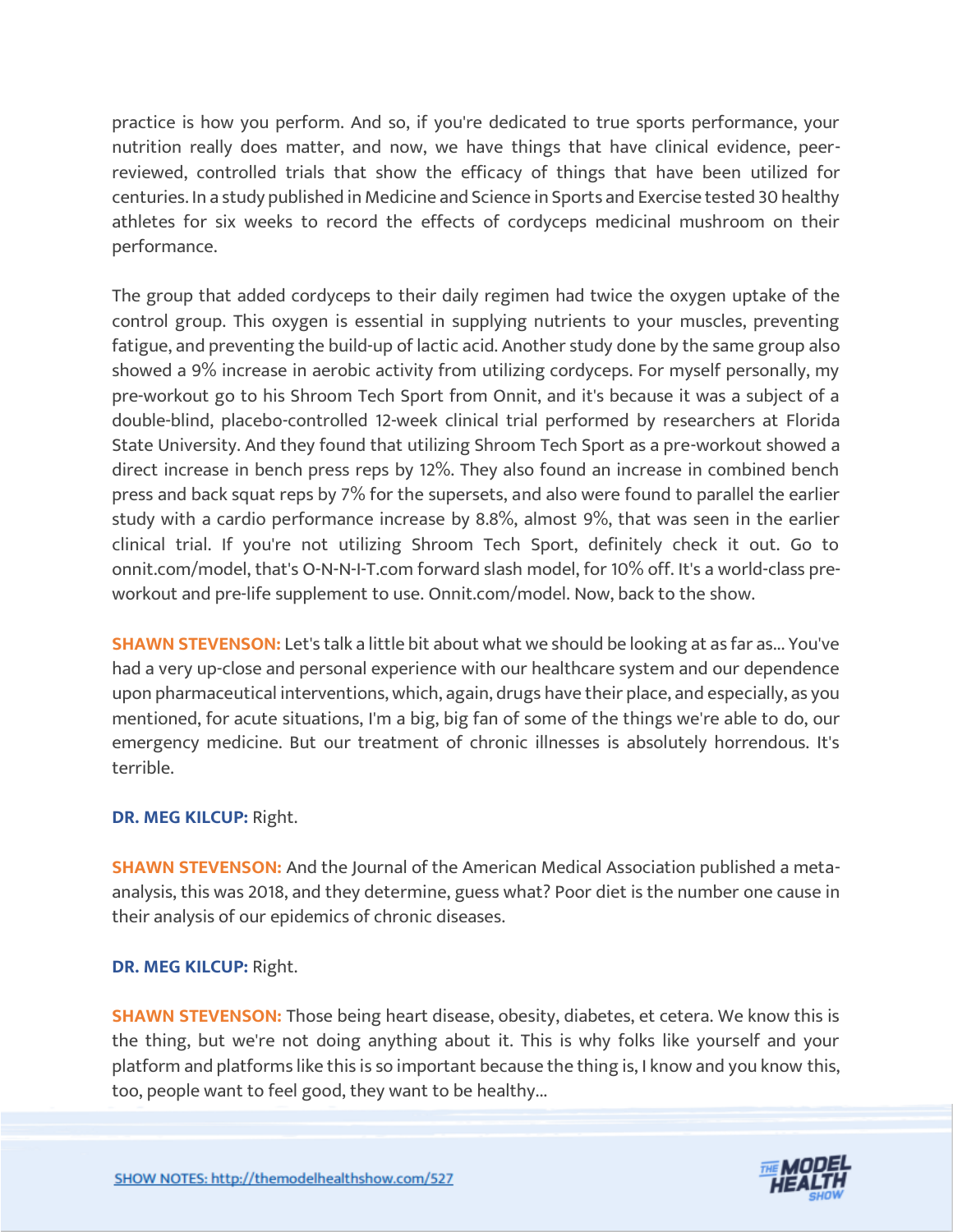practice is how you perform. And so, if you're dedicated to true sports performance, your nutrition really does matter, and now, we have things that have clinical evidence, peer-reviewed, controlled trials that show the efficacy of things that have been utilized for centuries. In a study published in Medicine and Science in Sports and Exercise tested 30 healthy athletes for six weeks to record the effects of cordyceps medicinal mushroom on their performance.

The group that added cordyceps to their daily regimen had twice the oxygen uptake of the control group. This oxygen is essential in supplying nutrients to your muscles, preventing fatigue, and preventing the build-up of lactic acid. Another study done by the same group also showed a 9% increase in aerobic activity from utilizing cordyceps. For myself personally, my pre-workout go to his Shroom Tech Sport from Onnit, and it's because it was a subject of a double-blind, placebo-controlled 12-week clinical trial performed by researchers at Florida State University. And they found that utilizing Shroom Tech Sport as a pre-workout showed a direct increase in bench press reps by 12%. They also found an increase in combined bench press and back squat reps by 7% for the supersets, and also were found to parallel the earlier study with a cardio performance increase by 8.8%, almost 9%, that was seen in the earlier clinical trial. If you're not utilizing Shroom Tech Sport, definitely check it out. Go to onnit.com/model, that's O-N-N-I-T.com forward slash model, for 10% off. It's a world-class pre-workout and pre-life supplement to use. Onnit.com/model. Now, back to the show.

**SHAWN STEVENSON:** Let's talk a little bit about what we should be looking at as far as... You've had a very up-close and personal experience with our healthcare system and our dependence upon pharmaceutical interventions, which, again, drugs have their place, and especially, as you mentioned, for acute situations, I'm a big, big fan of some of the things we're able to do, our emergency medicine. But our treatment of chronic illnesses is absolutely horrendous. It's terrible.

**DR. MEG KILCUP:** Right.

**SHAWN STEVENSON:** And the Journal of the American Medical Association published a meta-analysis, this was 2018, and they determine, guess what? Poor diet is the number one cause in their analysis of our epidemics of chronic diseases.

**DR. MEG KILCUP:** Right.

**SHAWN STEVENSON:** Those being heart disease, obesity, diabetes, et cetera. We know this is the thing, but we're not doing anything about it. This is why folks like yourself and your platform and platforms like this is so important because the thing is, I know and you know this, too, people want to feel good, they want to be healthy...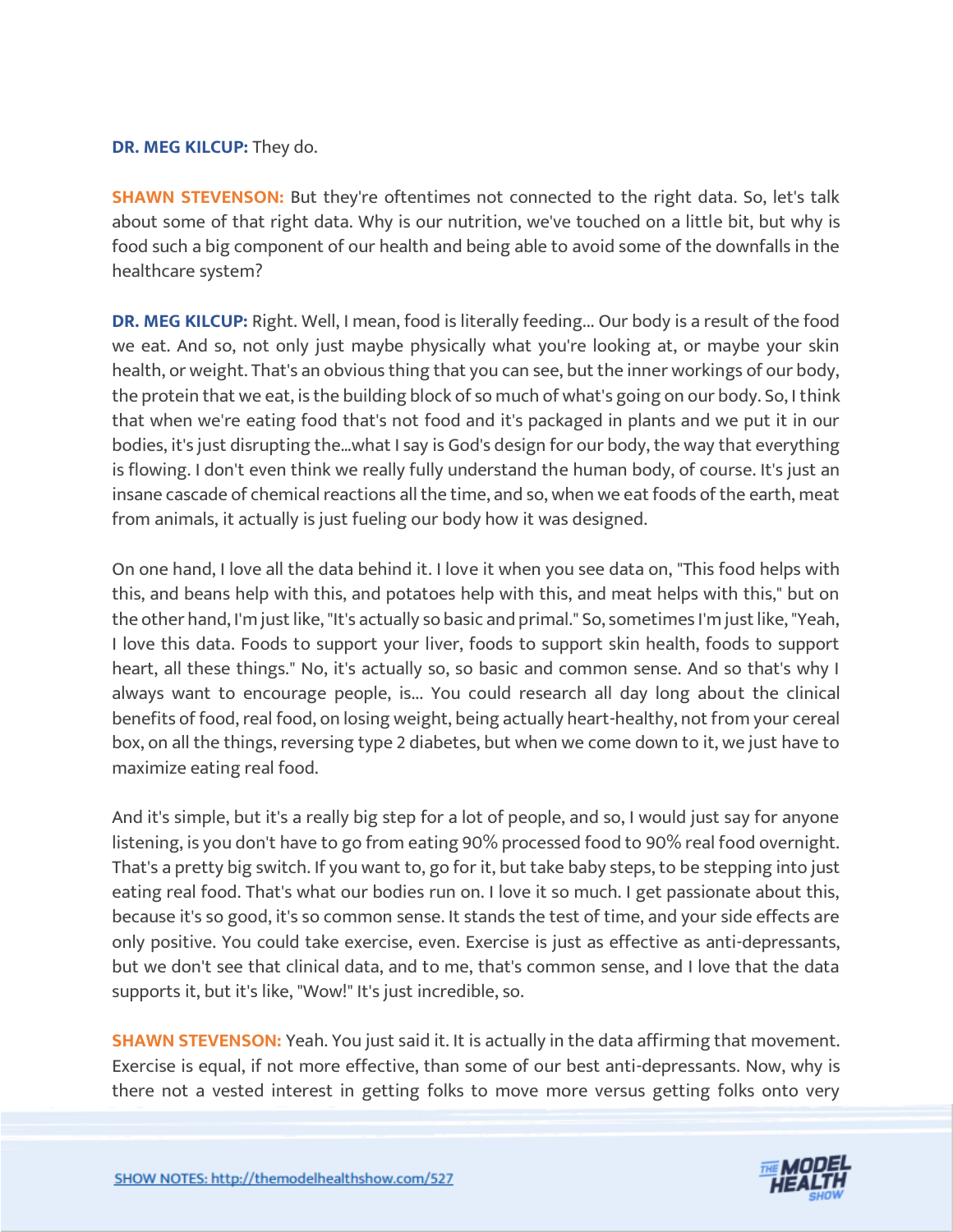**DR. MEG KILCUP:** They do.

**SHAWN STEVENSON:** But they're oftentimes not connected to the right data. So, let's talk about some of that right data. Why is our nutrition, we've touched on a little bit, but why is food such a big component of our health and being able to avoid some of the downfalls in the healthcare system?

**DR. MEG KILCUP:** Right. Well, I mean, food is literally feeding... Our body is a result of the food we eat. And so, not only just maybe physically what you're looking at, or maybe your skin health, or weight. That's an obvious thing that you can see, but the inner workings of our body, the protein that we eat, is the building block of so much of what's going on our body. So, I think that when we're eating food that's not food and it's packaged in plants and we put it in our bodies, it's just disrupting the...what I say is God's design for our body, the way that everything is flowing. I don't even think we really fully understand the human body, of course. It's just an insane cascade of chemical reactions all the time, and so, when we eat foods of the earth, meat from animals, it actually is just fueling our body how it was designed.

On one hand, I love all the data behind it. I love it when you see data on, "This food helps with this, and beans help with this, and potatoes help with this, and meat helps with this," but on the other hand, I'm just like, "It's actually so basic and primal." So, sometimes I'm just like, "Yeah, I love this data. Foods to support your liver, foods to support skin health, foods to support heart, all these things." No, it's actually so, so basic and common sense. And so that's why I always want to encourage people, is... You could research all day long about the clinical benefits of food, real food, on losing weight, being actually heart-healthy, not from your cereal box, on all the things, reversing type 2 diabetes, but when we come down to it, we just have to maximize eating real food.

And it's simple, but it's a really big step for a lot of people, and so, I would just say for anyone listening, is you don't have to go from eating 90% processed food to 90% real food overnight. That's a pretty big switch. If you want to, go for it, but take baby steps, to be stepping into just eating real food. That's what our bodies run on. I love it so much. I get passionate about this, because it's so good, it's so common sense. It stands the test of time, and your side effects are only positive. You could take exercise, even. Exercise is just as effective as anti-depressants, but we don't see that clinical data, and to me, that's common sense, and I love that the data supports it, but it's like, "Wow!" It's just incredible, so.

**SHAWN STEVENSON:** Yeah. You just said it. It is actually in the data affirming that movement. Exercise is equal, if not more effective, than some of our best anti-depressants. Now, why is there not a vested interest in getting folks to move more versus getting folks onto very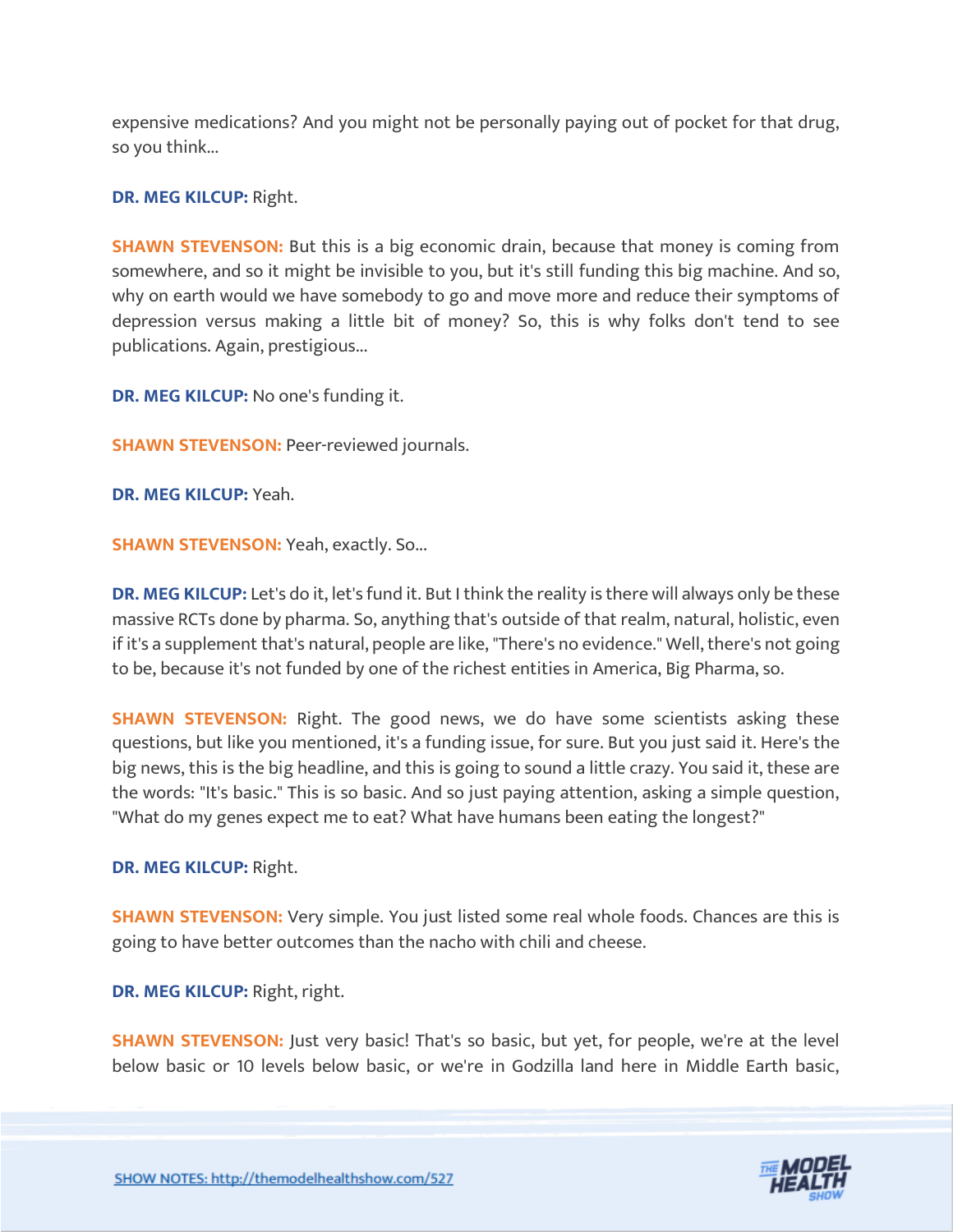expensive medications? And you might not be personally paying out of pocket for that drug, so you think...

**DR. MEG KILCUP:** Right.

**SHAWN STEVENSON:** But this is a big economic drain, because that money is coming from somewhere, and so it might be invisible to you, but it's still funding this big machine. And so, why on earth would we have somebody to go and move more and reduce their symptoms of depression versus making a little bit of money? So, this is why folks don't tend to see publications. Again, prestigious...

**DR. MEG KILCUP:** No one's funding it.

**SHAWN STEVENSON:** Peer-reviewed journals.

**DR. MEG KILCUP:** Yeah.

**SHAWN STEVENSON:** Yeah, exactly. So...

**DR. MEG KILCUP:** Let's do it, let's fund it. But I think the reality is there will always only be these massive RCTs done by pharma. So, anything that's outside of that realm, natural, holistic, even if it's a supplement that's natural, people are like, "There's no evidence." Well, there's not going to be, because it's not funded by one of the richest entities in America, Big Pharma, so.

**SHAWN STEVENSON:** Right. The good news, we do have some scientists asking these questions, but like you mentioned, it's a funding issue, for sure. But you just said it. Here's the big news, this is the big headline, and this is going to sound a little crazy. You said it, these are the words: "It's basic." This is so basic. And so just paying attention, asking a simple question, "What do my genes expect me to eat? What have humans been eating the longest?"

**DR. MEG KILCUP:** Right.

**SHAWN STEVENSON:** Very simple. You just listed some real whole foods. Chances are this is going to have better outcomes than the nacho with chili and cheese.

**DR. MEG KILCUP:** Right, right.

**SHAWN STEVENSON:** Just very basic! That's so basic, but yet, for people, we're at the level below basic or 10 levels below basic, or we're in Godzilla land here in Middle Earth basic,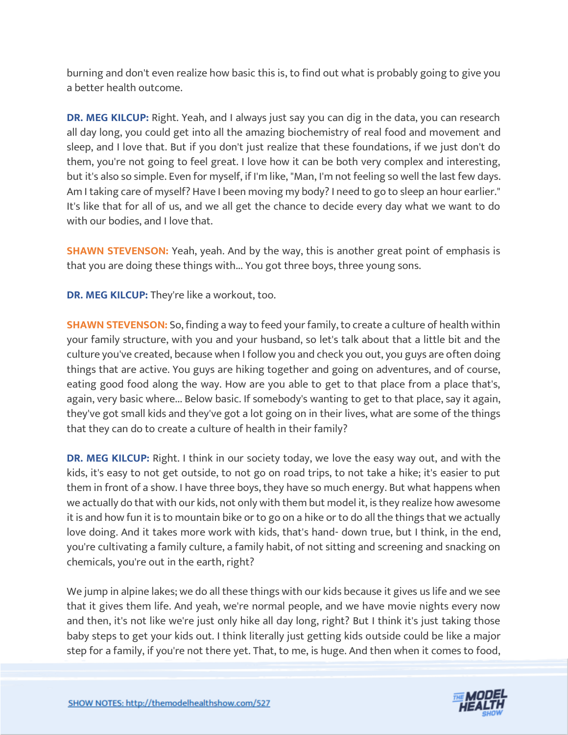burning and don't even realize how basic this is, to find out what is probably going to give you a better health outcome.

**DR. MEG KILCUP:** Right. Yeah, and I always just say you can dig in the data, you can research all day long, you could get into all the amazing biochemistry of real food and movement and sleep, and I love that. But if you don't just realize that these foundations, if we just don't do them, you're not going to feel great. I love how it can be both very complex and interesting, but it's also so simple. Even for myself, if I'm like, "Man, I'm not feeling so well the last few days. Am I taking care of myself? Have I been moving my body? I need to go to sleep an hour earlier." It's like that for all of us, and we all get the chance to decide every day what we want to do with our bodies, and I love that.

**SHAWN STEVENSON:** Yeah, yeah. And by the way, this is another great point of emphasis is that you are doing these things with... You got three boys, three young sons.

**DR. MEG KILCUP:** They're like a workout, too.

**SHAWN STEVENSON:** So, finding a way to feed your family, to create a culture of health within your family structure, with you and your husband, so let's talk about that a little bit and the culture you've created, because when I follow you and check you out, you guys are often doing things that are active. You guys are hiking together and going on adventures, and of course, eating good food along the way. How are you able to get to that place from a place that's, again, very basic where... Below basic. If somebody's wanting to get to that place, say it again, they've got small kids and they've got a lot going on in their lives, what are some of the things that they can do to create a culture of health in their family?

**DR. MEG KILCUP:** Right. I think in our society today, we love the easy way out, and with the kids, it's easy to not get outside, to not go on road trips, to not take a hike; it's easier to put them in front of a show. I have three boys, they have so much energy. But what happens when we actually do that with our kids, not only with them but model it, is they realize how awesome it is and how fun it is to mountain bike or to go on a hike or to do all the things that we actually love doing. And it takes more work with kids, that's hand- down true, but I think, in the end, you're cultivating a family culture, a family habit, of not sitting and screening and snacking on chemicals, you're out in the earth, right?

We jump in alpine lakes; we do all these things with our kids because it gives us life and we see that it gives them life. And yeah, we're normal people, and we have movie nights every now and then, it's not like we're just only hike all day long, right? But I think it's just taking those baby steps to get your kids out. I think literally just getting kids outside could be like a major step for a family, if you're not there yet. That, to me, is huge. And then when it comes to food,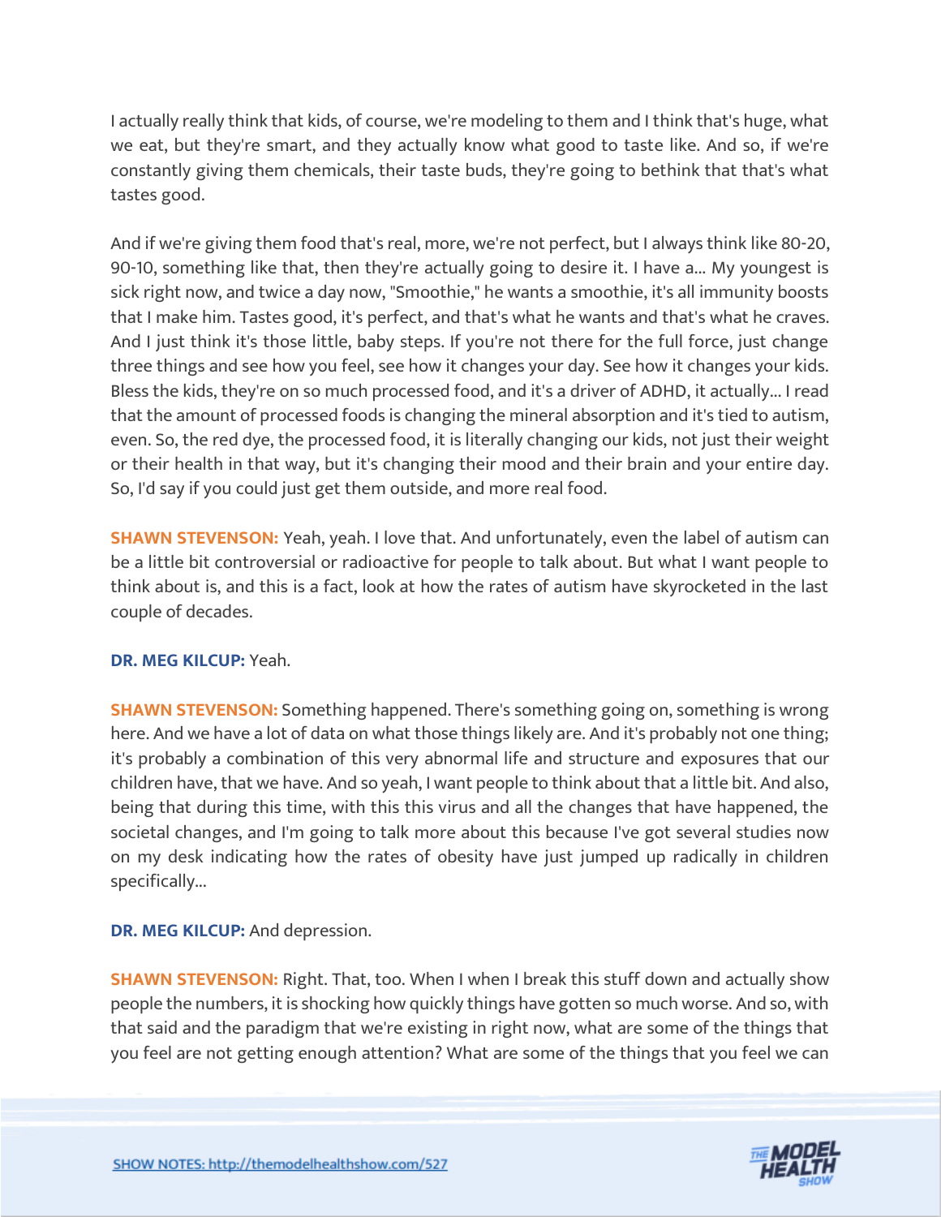I actually really think that kids, of course, we're modeling to them and I think that's huge, what we eat, but they're smart, and they actually know what good to taste like. And so, if we're constantly giving them chemicals, their taste buds, they're going to bethink that that's what tastes good.

And if we're giving them food that's real, more, we're not perfect, but I always think like 80-20, 90-10, something like that, then they're actually going to desire it. I have a... My youngest is sick right now, and twice a day now, "Smoothie," he wants a smoothie, it's all immunity boosts that I make him. Tastes good, it's perfect, and that's what he wants and that's what he craves. And I just think it's those little, baby steps. If you're not there for the full force, just change three things and see how you feel, see how it changes your day. See how it changes your kids. Bless the kids, they're on so much processed food, and it's a driver of ADHD, it actually... I read that the amount of processed foods is changing the mineral absorption and it's tied to autism, even. So, the red dye, the processed food, it is literally changing our kids, not just their weight or their health in that way, but it's changing their mood and their brain and your entire day. So, I'd say if you could just get them outside, and more real food.

**SHAWN STEVENSON:** Yeah, yeah. I love that. And unfortunately, even the label of autism can be a little bit controversial or radioactive for people to talk about. But what I want people to think about is, and this is a fact, look at how the rates of autism have skyrocketed in the last couple of decades.

**DR. MEG KILCUP:** Yeah.

**SHAWN STEVENSON:** Something happened. There's something going on, something is wrong here. And we have a lot of data on what those things likely are. And it's probably not one thing; it's probably a combination of this very abnormal life and structure and exposures that our children have, that we have. And so yeah, I want people to think about that a little bit. And also, being that during this time, with this this virus and all the changes that have happened, the societal changes, and I'm going to talk more about this because I've got several studies now on my desk indicating how the rates of obesity have just jumped up radically in children specifically...

**DR. MEG KILCUP:** And depression.

**SHAWN STEVENSON:** Right. That, too. When I when I break this stuff down and actually show people the numbers, it is shocking how quickly things have gotten so much worse. And so, with that said and the paradigm that we're existing in right now, what are some of the things that you feel are not getting enough attention? What are some of the things that you feel we can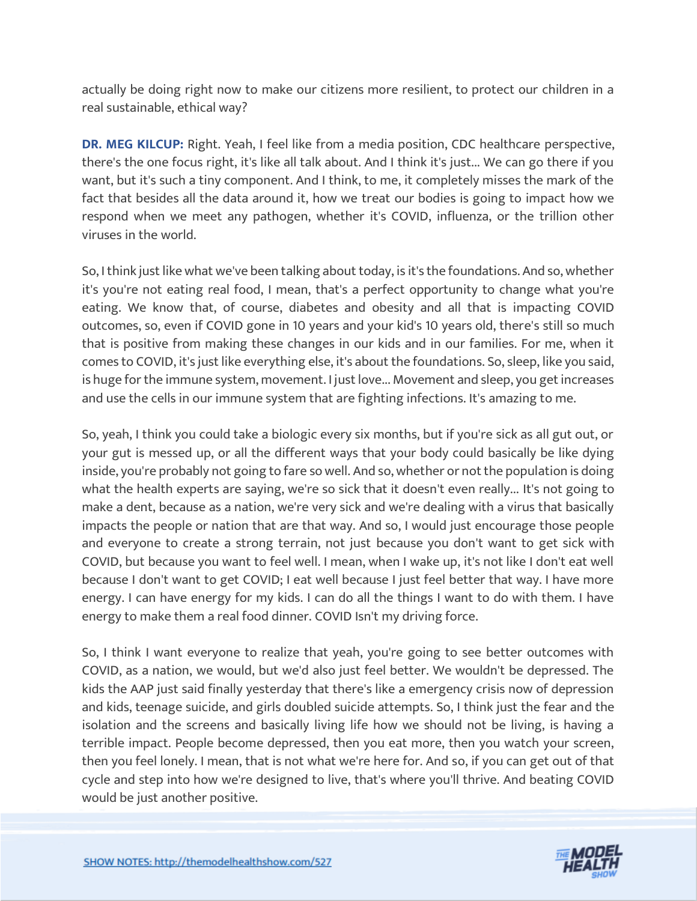actually be doing right now to make our citizens more resilient, to protect our children in a real sustainable, ethical way?

**DR. MEG KILCUP:** Right. Yeah, I feel like from a media position, CDC healthcare perspective, there's the one focus right, it's like all talk about. And I think it's just... We can go there if you want, but it's such a tiny component. And I think, to me, it completely misses the mark of the fact that besides all the data around it, how we treat our bodies is going to impact how we respond when we meet any pathogen, whether it's COVID, influenza, or the trillion other viruses in the world.

So, I think just like what we've been talking about today, is it's the foundations. And so, whether it's you're not eating real food, I mean, that's a perfect opportunity to change what you're eating. We know that, of course, diabetes and obesity and all that is impacting COVID outcomes, so, even if COVID gone in 10 years and your kid's 10 years old, there's still so much that is positive from making these changes in our kids and in our families. For me, when it comes to COVID, it's just like everything else, it's about the foundations. So, sleep, like you said, is huge for the immune system, movement. I just love... Movement and sleep, you get increases and use the cells in our immune system that are fighting infections. It's amazing to me.

So, yeah, I think you could take a biologic every six months, but if you're sick as all gut out, or your gut is messed up, or all the different ways that your body could basically be like dying inside, you're probably not going to fare so well. And so, whether or not the population is doing what the health experts are saying, we're so sick that it doesn't even really... It's not going to make a dent, because as a nation, we're very sick and we're dealing with a virus that basically impacts the people or nation that are that way. And so, I would just encourage those people and everyone to create a strong terrain, not just because you don't want to get sick with COVID, but because you want to feel well. I mean, when I wake up, it's not like I don't eat well because I don't want to get COVID; I eat well because I just feel better that way. I have more energy. I can have energy for my kids. I can do all the things I want to do with them. I have energy to make them a real food dinner. COVID Isn't my driving force.

So, I think I want everyone to realize that yeah, you're going to see better outcomes with COVID, as a nation, we would, but we'd also just feel better. We wouldn't be depressed. The kids the AAP just said finally yesterday that there's like a emergency crisis now of depression and kids, teenage suicide, and girls doubled suicide attempts. So, I think just the fear and the isolation and the screens and basically living life how we should not be living, is having a terrible impact. People become depressed, then you eat more, then you watch your screen, then you feel lonely. I mean, that is not what we're here for. And so, if you can get out of that cycle and step into how we're designed to live, that's where you'll thrive. And beating COVID would be just another positive.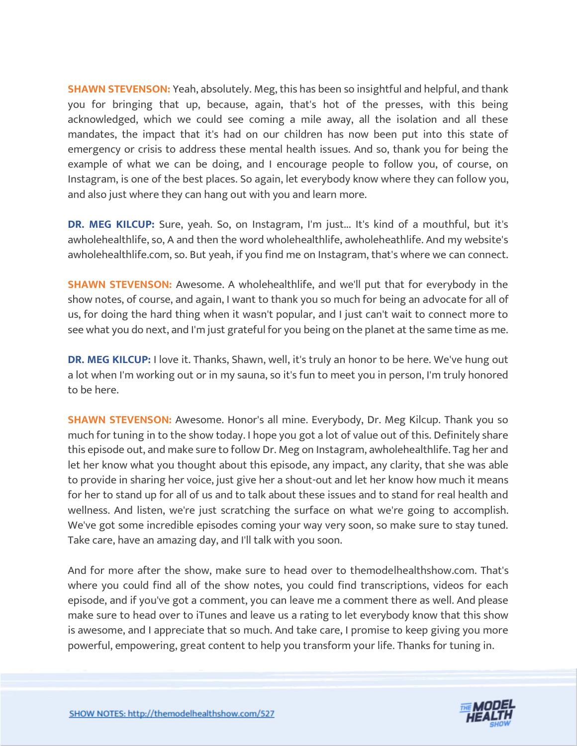**SHAWN STEVENSON:** Yeah, absolutely. Meg, this has been so insightful and helpful, and thank you for bringing that up, because, again, that's hot of the presses, with this being acknowledged, which we could see coming a mile away, all the isolation and all these mandates, the impact that it's had on our children has now been put into this state of emergency or crisis to address these mental health issues. And so, thank you for being the example of what we can be doing, and I encourage people to follow you, of course, on Instagram, is one of the best places. So again, let everybody know where they can follow you, and also just where they can hang out with you and learn more.

**DR. MEG KILCUP:** Sure, yeah. So, on Instagram, I'm just... It's kind of a mouthful, but it's awholehealthlife, so, A and then the word wholehealthlife, awholeheathlife. And my website's awholehealthlife.com, so. But yeah, if you find me on Instagram, that's where we can connect.

**SHAWN STEVENSON:** Awesome. A wholehealthlife, and we'll put that for everybody in the show notes, of course, and again, I want to thank you so much for being an advocate for all of us, for doing the hard thing when it wasn't popular, and I just can't wait to connect more to see what you do next, and I'm just grateful for you being on the planet at the same time as me.

**DR. MEG KILCUP:** I love it. Thanks, Shawn, well, it's truly an honor to be here. We've hung out a lot when I'm working out or in my sauna, so it's fun to meet you in person, I'm truly honored to be here.

**SHAWN STEVENSON:** Awesome. Honor's all mine. Everybody, Dr. Meg Kilcup. Thank you so much for tuning in to the show today. I hope you got a lot of value out of this. Definitely share this episode out, and make sure to follow Dr. Meg on Instagram, awholehealthlife. Tag her and let her know what you thought about this episode, any impact, any clarity, that she was able to provide in sharing her voice, just give her a shout-out and let her know how much it means for her to stand up for all of us and to talk about these issues and to stand for real health and wellness. And listen, we're just scratching the surface on what we're going to accomplish. We've got some incredible episodes coming your way very soon, so make sure to stay tuned. Take care, have an amazing day, and I'll talk with you soon.

And for more after the show, make sure to head over to themodelhealthshow.com. That's where you could find all of the show notes, you could find transcriptions, videos for each episode, and if you've got a comment, you can leave me a comment there as well. And please make sure to head over to iTunes and leave us a rating to let everybody know that this show is awesome, and I appreciate that so much. And take care, I promise to keep giving you more powerful, empowering, great content to help you transform your life. Thanks for tuning in.